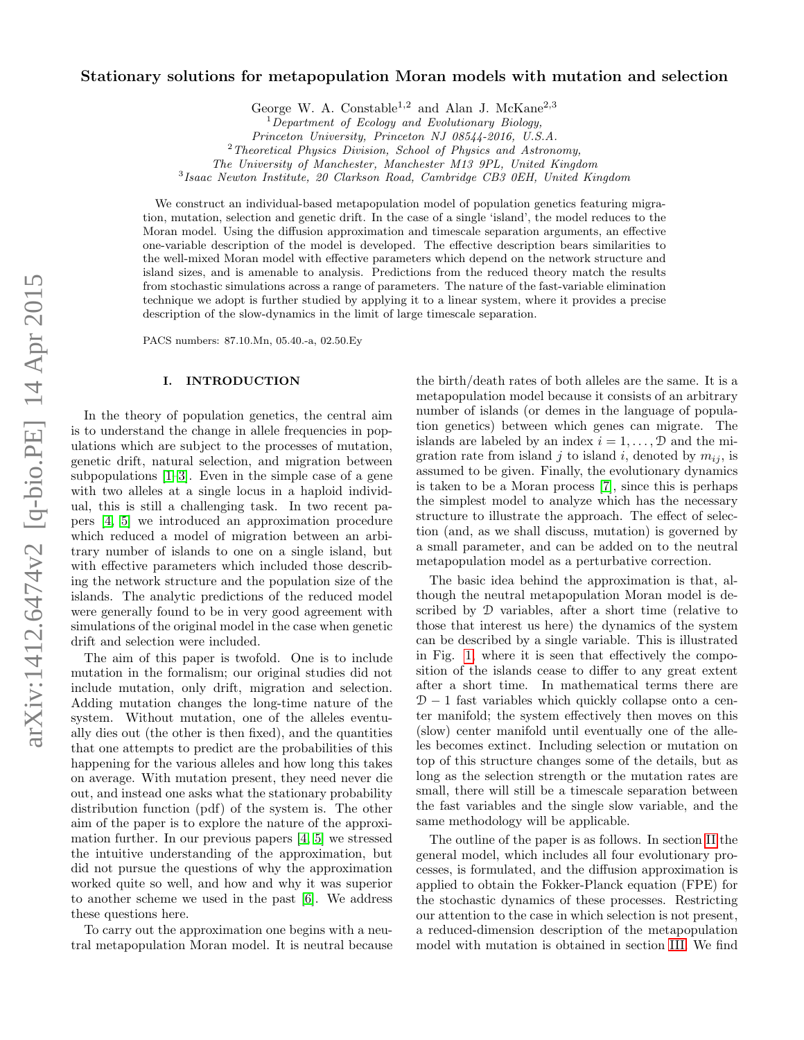# Stationary solutions for metapopulation Moran models with mutation and selection

George W. A. Constable[1,2] and Alan J. McKane[2,3]

[1] *Department of Ecology and Evolutionary Biology, Princeton University, Princeton NJ 08544-2016, U.S.A.*

[2] *Theoretical Physics Division, School of Physics and Astronomy, The University of Manchester, Manchester M13 9PL, United Kingdom*

[3] *Isaac Newton Institute, 20 Clarkson Road, Cambridge CB3 0EH, United Kingdom*

We construct an individual-based metapopulation model of population genetics featuring migration, mutation, selection and genetic drift. In the case of a single 'island', the model reduces to the Moran model. Using the diffusion approximation and timescale separation arguments, an effective one-variable description of the model is developed. The effective description bears similarities to the well-mixed Moran model with effective parameters which depend on the network structure and island sizes, and is amenable to analysis. Predictions from the reduced theory match the results from stochastic simulations across a range of parameters. The nature of the fast-variable elimination technique we adopt is further studied by applying it to a linear system, where it provides a precise description of the slow-dynamics in the limit of large timescale separation.

PACS numbers: 87.10.Mn, 05.40.-a, 02.50.Ey

## I. INTRODUCTION

In the theory of population genetics, the central aim is to understand the change in allele frequencies in populations which are subject to the processes of mutation, genetic drift, natural selection, and migration between subpopulations [1–3]. Even in the simple case of a gene with two alleles at a single locus in a haploid individual, this is still a challenging task. In two recent papers [4, 5] we introduced an approximation procedure which reduced a model of migration between an arbitrary number of islands to one on a single island, but with effective parameters which included those describing the network structure and the population size of the islands. The analytic predictions of the reduced model were generally found to be in very good agreement with simulations of the original model in the case when genetic drift and selection were included.

The aim of this paper is twofold. One is to include mutation in the formalism; our original studies did not include mutation, only drift, migration and selection. Adding mutation changes the long-time nature of the system. Without mutation, one of the alleles eventually dies out (the other is then fixed), and the quantities that one attempts to predict are the probabilities of this happening for the various alleles and how long this takes on average. With mutation present, they need never die out, and instead one asks what the stationary probability distribution function (pdf) of the system is. The other aim of the paper is to explore the nature of the approximation further. In our previous papers [4, 5] we stressed the intuitive understanding of the approximation, but did not pursue the questions of why the approximation worked quite so well, and how and why it was superior to another scheme we used in the past [6]. We address these questions here.

To carry out the approximation one begins with a neutral metapopulation Moran model. It is neutral because the birth/death rates of both alleles are the same. It is a metapopulation model because it consists of an arbitrary number of islands (or demes in the language of population genetics) between which genes can migrate. The islands are labeled by an index $i = 1, \ldots, \mathcal{D}$ and the migration rate from island $j$ to island $i$, denoted by $m_{ij}$, is assumed to be given. Finally, the evolutionary dynamics is taken to be a Moran process [7], since this is perhaps the simplest model to analyze which has the necessary structure to illustrate the approach. The effect of selection (and, as we shall discuss, mutation) is governed by a small parameter, and can be added on to the neutral metapopulation model as a perturbative correction.

The basic idea behind the approximation is that, although the neutral metapopulation Moran model is described by $\mathcal{D}$ variables, after a short time (relative to those that interest us here) the dynamics of the system can be described by a single variable. This is illustrated in Fig. 1, where it is seen that effectively the composition of the islands cease to differ to any great extent after a short time. In mathematical terms there are $\mathcal{D} - 1$ fast variables which quickly collapse onto a center manifold; the system effectively then moves on this (slow) center manifold until eventually one of the alleles becomes extinct. Including selection or mutation on top of this structure changes some of the details, but as long as the selection strength or the mutation rates are small, there will still be a timescale separation between the fast variables and the single slow variable, and the same methodology will be applicable.

The outline of the paper is as follows. In section II the general model, which includes all four evolutionary processes, is formulated, and the diffusion approximation is applied to obtain the Fokker-Planck equation (FPE) for the stochastic dynamics of these processes. Restricting our attention to the case in which selection is not present, a reduced-dimension description of the metapopulation model with mutation is obtained in section III. We find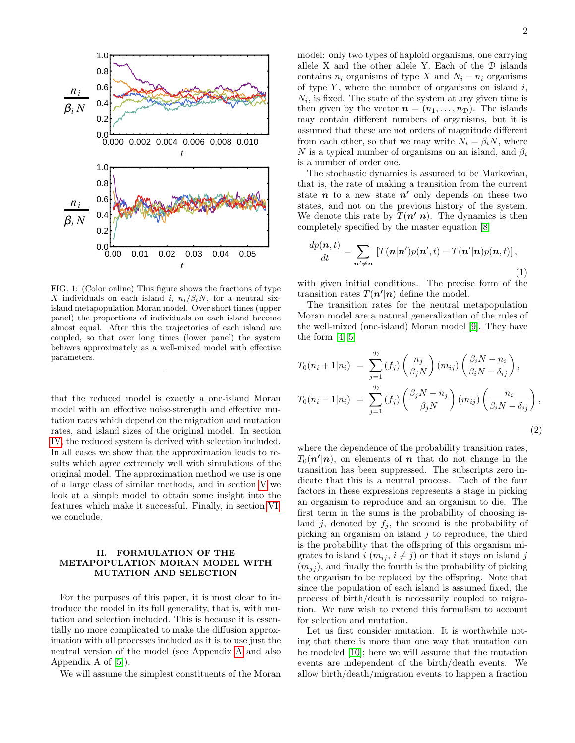FIG. 1: (Color online) This figure shows the fractions of type $X$ individuals on each island $i$, $n_i/\beta_i N$, for a neutral six-island metapopulation Moran model. Over short times (upper panel) the proportions of individuals on each island become almost equal. After this the trajectories of each island are coupled, so that over long times (lower panel) the system behaves approximately as a well-mixed model with effective parameters.

that the reduced model is exactly a one-island Moran model with an effective noise-strength and effective mutation rates which depend on the migration and mutation rates, and island sizes of the original model. In section IV the reduced system is derived with selection included. In all cases we show that the approximation leads to results which agree extremely well with simulations of the original model. The approximation method we use is one of a large class of similar methods, and in section V we look at a simple model to obtain some insight into the features which make it successful. Finally, in section VI, we conclude.

## II. FORMULATION OF THE METAPOPULATION MORAN MODEL WITH MUTATION AND SELECTION

For the purposes of this paper, it is most clear to introduce the model in its full generality, that is, with mutation and selection included. This is because it is essentially no more complicated to make the diffusion approximation with all processes included as it is to use just the neutral version of the model (see Appendix A and also Appendix A of [5]).

We will assume the simplest constituents of the Moran model: only two types of haploid organisms, one carrying allele X and the other allele Y. Each of the $\mathfrak{D}$ islands contains $n_i$ organisms of type $X$ and $N_i - n_i$ organisms of type $Y$, where the number of organisms on island $i$, $N_i$, is fixed. The state of the system at any given time is then given by the vector $\boldsymbol{n} = (n_1, \ldots, n_{\mathfrak{D}})$. The islands may contain different numbers of organisms, but it is assumed that these are not orders of magnitude different from each other, so that we may write $N_i = \beta_i N$, where $N$ is a typical number of organisms on an island, and $\beta_i$ is a number of order one.

The stochastic dynamics is assumed to be Markovian, that is, the rate of making a transition from the current state $\boldsymbol{n}$ to a new state $\boldsymbol{n'}$ only depends on these two states, and not on the previous history of the system. We denote this rate by $T(\boldsymbol{n'}|\boldsymbol{n})$. The dynamics is then completely specified by the master equation [8]

$$\frac{dp(\boldsymbol{n},t)}{dt} = \sum_{\boldsymbol{n'} \neq \boldsymbol{n}} \left[ T(\boldsymbol{n}|\boldsymbol{n'})p(\boldsymbol{n'},t) - T(\boldsymbol{n'}|\boldsymbol{n})p(\boldsymbol{n},t) \right], \tag{1}$$

with given initial conditions. The precise form of the transition rates $T(\boldsymbol{n'}|\boldsymbol{n})$ define the model.

The transition rates for the neutral metapopulation Moran model are a natural generalization of the rules of the well-mixed (one-island) Moran model [9]. They have the form [4, 5]

$$\begin{aligned} T_0(n_i + 1|n_i) &= \sum_{j=1}^{\mathfrak{D}} (f_j) \left( \frac{n_j}{\beta_j N} \right) (m_{ij}) \left( \frac{\beta_i N - n_i}{\beta_i N - \delta_{ij}} \right), \\ T_0(n_i - 1|n_i) &= \sum_{j=1}^{\mathfrak{D}} (f_j) \left( \frac{\beta_j N - n_j}{\beta_j N} \right) (m_{ij}) \left( \frac{n_i}{\beta_i N - \delta_{ij}} \right), \end{aligned} \tag{2}$$

where the dependence of the probability transition rates, $T_0(\boldsymbol{n'}|\boldsymbol{n})$, on elements of $\boldsymbol{n}$ that do not change in the transition has been suppressed. The subscripts zero indicate that this is a neutral process. Each of the four factors in these expressions represents a stage in picking an organism to reproduce and an organism to die. The first term in the sums is the probability of choosing island $j$, denoted by $f_j$, the second is the probability of picking an organism on island $j$ to reproduce, the third is the probability that the offspring of this organism migrates to island $i$ ($m_{ij}$, $i \neq j$) or that it stays on island $j$ ($m_{jj}$), and finally the fourth is the probability of picking the organism to be replaced by the offspring. Note that since the population of each island is assumed fixed, the process of birth/death is necessarily coupled to migration. We now wish to extend this formalism to account for selection and mutation.

Let us first consider mutation. It is worthwhile noting that there is more than one way that mutation can be modeled [10]; here we will assume that the mutation events are independent of the birth/death events. We allow birth/death/migration events to happen a fraction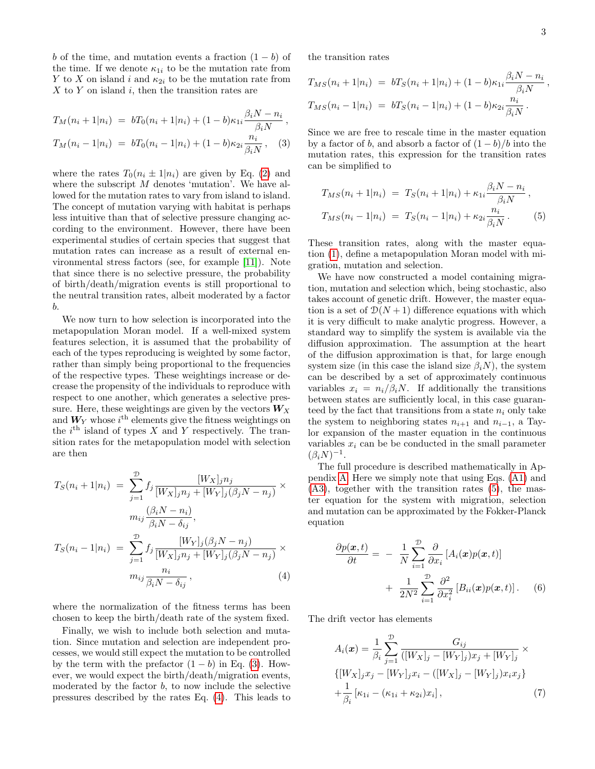$b$ of the time, and mutation events a fraction $(1-b)$ of the time. If we denote $\kappa_{1i}$ to be the mutation rate from $Y$ to $X$ on island $i$ and $\kappa_{2i}$ to be the mutation rate from $X$ to $Y$ on island $i$, then the transition rates are

$$
\begin{aligned}
T_M(n_i+1|n_i) &= bT_0(n_i+1|n_i) + (1-b)\kappa_{1i}\frac{\beta_i N - n_i}{\beta_i N}\,, \\
T_M(n_i-1|n_i) &= bT_0(n_i-1|n_i) + (1-b)\kappa_{2i}\frac{n_i}{\beta_i N}\,, \quad (3)
\end{aligned}
$$

where the rates $T_0(n_i \pm 1|n_i)$ are given by Eq. (2) and where the subscript $M$ denotes 'mutation'. We have allowed for the mutation rates to vary from island to island. The concept of mutation varying with habitat is perhaps less intuitive than that of selective pressure changing according to the environment. However, there have been experimental studies of certain species that suggest that mutation rates can increase as a result of external environmental stress factors (see, for example [11]). Note that since there is no selective pressure, the probability of birth/death/migration events is still proportional to the neutral transition rates, albeit moderated by a factor $b$.

We now turn to how selection is incorporated into the metapopulation Moran model. If a well-mixed system features selection, it is assumed that the probability of each of the types reproducing is weighted by some factor, rather than simply being proportional to the frequencies of the respective types. These weightings increase or decrease the propensity of the individuals to reproduce with respect to one another, which generates a selective pressure. Here, these weightings are given by the vectors $\boldsymbol{W}_X$ and $\boldsymbol{W}_Y$ whose $i^{\text{th}}$ elements give the fitness weightings on the $i^{\text{th}}$ island of types $X$ and $Y$ respectively. The transition rates for the metapopulation model with selection are then

$$
\begin{aligned}
T_S(n_i+1|n_i) &= \sum_{j=1}^{\mathcal{D}} f_j \frac{[W_X]_j n_j}{[W_X]_j n_j + [W_Y]_j(\beta_j N - n_j)} \times \\
&\qquad m_{ij}\frac{(\beta_i N - n_i)}{\beta_i N - \delta_{ij}}, \\
T_S(n_i-1|n_i) &= \sum_{j=1}^{\mathcal{D}} f_j \frac{[W_Y]_j (\beta_j N - n_j)}{[W_X]_j n_j + [W_Y]_j(\beta_j N - n_j)} \times \\
&\qquad m_{ij}\frac{n_i}{\beta_i N - \delta_{ij}}\,, \quad (4)
\end{aligned}
$$

where the normalization of the fitness terms has been chosen to keep the birth/death rate of the system fixed.

Finally, we wish to include both selection and mutation. Since mutation and selection are independent processes, we would still expect the mutation to be controlled by the term with the prefactor $(1-b)$ in Eq. (3). However, we would expect the birth/death/migration events, moderated by the factor $b$, to now include the selective pressures described by the rates Eq. (4). This leads to the transition rates

$$
\begin{aligned}
T_{MS}(n_i+1|n_i) &= bT_S(n_i+1|n_i) + (1-b)\kappa_{1i}\frac{\beta_i N - n_i}{\beta_i N}\,, \\
T_{MS}(n_i-1|n_i) &= bT_S(n_i-1|n_i) + (1-b)\kappa_{2i}\frac{n_i}{\beta_i N}\,.
\end{aligned}
$$

Since we are free to rescale time in the master equation by a factor of $b$, and absorb a factor of $(1-b)/b$ into the mutation rates, this expression for the transition rates can be simplified to

$$
\begin{aligned}
T_{MS}(n_i+1|n_i) &= T_S(n_i+1|n_i) + \kappa_{1i}\frac{\beta_i N - n_i}{\beta_i N}\,, \\
T_{MS}(n_i-1|n_i) &= T_S(n_i-1|n_i) + \kappa_{2i}\frac{n_i}{\beta_i N}\,. \quad (5)
\end{aligned}
$$

These transition rates, along with the master equation (1), define a metapopulation Moran model with migration, mutation and selection.

We have now constructed a model containing migration, mutation and selection which, being stochastic, also takes account of genetic drift. However, the master equation is a set of $\mathcal{D}(N+1)$ difference equations with which it is very difficult to make analytic progress. However, a standard way to simplify the system is available via the diffusion approximation. The assumption at the heart of the diffusion approximation is that, for large enough system size (in this case the island size $\beta_i N$), the system can be described by a set of approximately continuous variables $x_i = n_i/\beta_i N$. If additionally the transitions between states are sufficiently local, in this case guaranteed by the fact that transitions from a state $n_i$ only take the system to neighboring states $n_{i+1}$ and $n_{i-1}$, a Taylor expansion of the master equation in the continuous variables $x_i$ can be be conducted in the small parameter $(\beta_i N)^{-1}$.

The full procedure is described mathematically in Appendix A. Here we simply note that using Eqs. (A1) and (A3), together with the transition rates (5), the master equation for the system with migration, selection and mutation can be approximated by the Fokker-Planck equation

$$
\begin{aligned}
\frac{\partial p(\boldsymbol{x},t)}{\partial t} = &-\frac{1}{N}\sum_{i=1}^{\mathcal{D}}\frac{\partial}{\partial x_i}\left[A_i(\boldsymbol{x})p(\boldsymbol{x},t)\right] \\
&+ \frac{1}{2N^2}\sum_{i=1}^{\mathcal{D}}\frac{\partial^2}{\partial x_i^2}\left[B_{ii}(\boldsymbol{x})p(\boldsymbol{x},t)\right]. \quad (6)
\end{aligned}
$$

The drift vector has elements

$$
\begin{aligned}
A_i(\boldsymbol{x}) = &\frac{1}{\beta_i}\sum_{j=1}^{\mathcal{D}}\frac{G_{ij}}{([W_X]_j - [W_Y]_j)x_j + [W_Y]_j} \times \\
&\{[W_X]_j x_j - [W_Y]_j x_i - ([W_X]_j - [W_Y]_j)x_i x_j\} \\
&+\frac{1}{\beta_i}\left[\kappa_{1i} - (\kappa_{1i}+\kappa_{2i})x_i\right], \quad (7)
\end{aligned}
$$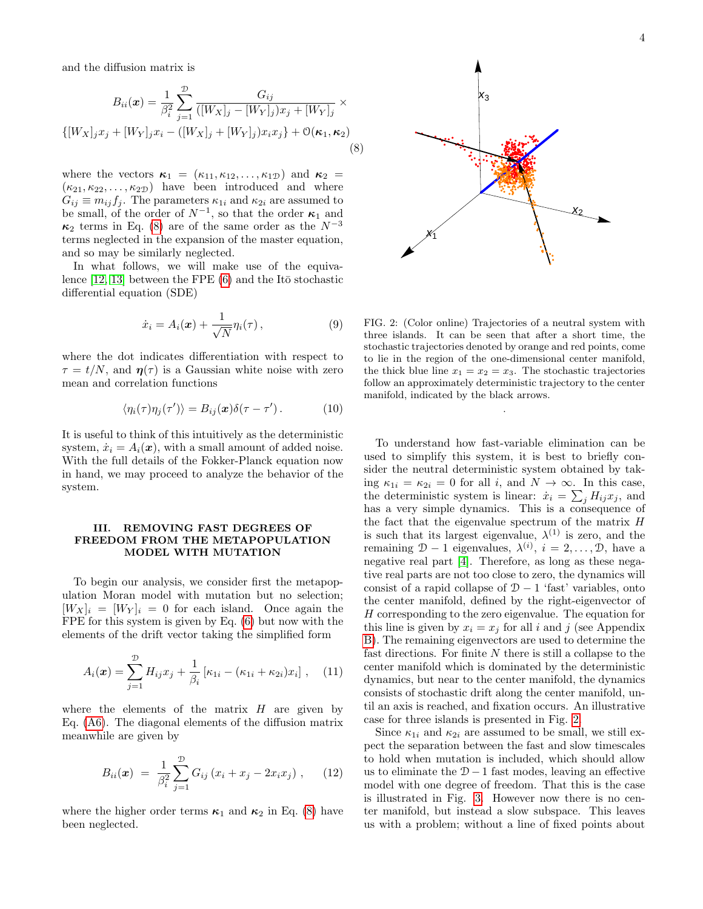and the diffusion matrix is

$$
B_{ii}(\boldsymbol{x}) = \frac{1}{\beta_i^2}\sum_{j=1}^{\mathcal{D}} \frac{G_{ij}}{([W_X]_j - [W_Y]_j)x_j + [W_Y]_j} \times
$$
$$
\{[W_X]_j x_j + [W_Y]_j x_i - ([W_X]_j + [W_Y]_j)x_i x_j\} + \mathcal{O}(\boldsymbol{\kappa}_1, \boldsymbol{\kappa}_2) \tag{8}
$$

where the vectors $\boldsymbol{\kappa}_1 = (\kappa_{11}, \kappa_{12}, \ldots, \kappa_{1\mathcal{D}})$ and $\boldsymbol{\kappa}_2 = (\kappa_{21}, \kappa_{22}, \ldots, \kappa_{2\mathcal{D}})$ have been introduced and where $G_{ij} \equiv m_{ij} f_j$. The parameters $\kappa_{1i}$ and $\kappa_{2i}$ are assumed to be small, of the order of $N^{-1}$, so that the order $\boldsymbol{\kappa}_1$ and $\boldsymbol{\kappa}_2$ terms in Eq. (8) are of the same order as the $N^{-3}$ terms neglected in the expansion of the master equation, and so may be similarly neglected.

In what follows, we will make use of the equivalence [12, 13] between the FPE (6) and the Itō stochastic differential equation (SDE)

$$
\dot{x}_i = A_i(\boldsymbol{x}) + \frac{1}{\sqrt{N}}\eta_i(\tau)\,, \tag{9}
$$

where the dot indicates differentiation with respect to $\tau = t/N$, and $\boldsymbol{\eta}(\tau)$ is a Gaussian white noise with zero mean and correlation functions

$$
\langle \eta_i(\tau)\eta_j(\tau')\rangle = B_{ij}(\boldsymbol{x})\delta(\tau - \tau')\,. \tag{10}
$$

It is useful to think of this intuitively as the deterministic system, $\dot{x}_i = A_i(\boldsymbol{x})$, with a small amount of added noise. With the full details of the Fokker-Planck equation now in hand, we may proceed to analyze the behavior of the system.

## III. REMOVING FAST DEGREES OF FREEDOM FROM THE METAPOPULATION MODEL WITH MUTATION

To begin our analysis, we consider first the metapopulation Moran model with mutation but no selection; $[W_X]_i = [W_Y]_i = 0$ for each island. Once again the FPE for this system is given by Eq. (6) but now with the elements of the drift vector taking the simplified form

$$
A_i(\boldsymbol{x}) = \sum_{j=1}^{\mathcal{D}} H_{ij}x_j + \frac{1}{\beta_i}\left[\kappa_{1i} - (\kappa_{1i} + \kappa_{2i})x_i\right]\,, \tag{11}
$$

where the elements of the matrix $H$ are given by Eq. (A6). The diagonal elements of the diffusion matrix meanwhile are given by

$$
B_{ii}(\boldsymbol{x}) \;=\; \frac{1}{\beta_i^2}\sum_{j=1}^{\mathcal{D}} G_{ij}\left(x_i + x_j - 2x_i x_j\right)\,, \tag{12}
$$

where the higher order terms $\boldsymbol{\kappa}_1$ and $\boldsymbol{\kappa}_2$ in Eq. (8) have been neglected.

FIG. 2: (Color online) Trajectories of a neutral system with three islands. It can be seen that after a short time, the stochastic trajectories denoted by orange and red points, come to lie in the region of the one-dimensional center manifold, the thick blue line $x_1 = x_2 = x_3$. The stochastic trajectories follow an approximately deterministic trajectory to the center manifold, indicated by the black arrows.

To understand how fast-variable elimination can be used to simplify this system, it is best to briefly consider the neutral deterministic system obtained by taking $\kappa_{1i} = \kappa_{2i} = 0$ for all $i$, and $N \to \infty$. In this case, the deterministic system is linear: $\dot{x}_i = \sum_j H_{ij}x_j$, and has a very simple dynamics. This is a consequence of the fact that the eigenvalue spectrum of the matrix $H$ is such that its largest eigenvalue, $\lambda^{(1)}$ is zero, and the remaining $\mathcal{D} - 1$ eigenvalues, $\lambda^{(i)}$, $i = 2, \ldots, \mathcal{D}$, have a negative real part [4]. Therefore, as long as these negative real parts are not too close to zero, the dynamics will consist of a rapid collapse of $\mathcal{D} - 1$ 'fast' variables, onto the center manifold, defined by the right-eigenvector of $H$ corresponding to the zero eigenvalue. The equation for this line is given by $x_i = x_j$ for all $i$ and $j$ (see Appendix B). The remaining eigenvectors are used to determine the fast directions. For finite $N$ there is still a collapse to the center manifold which is dominated by the deterministic dynamics, but near to the center manifold, the dynamics consists of stochastic drift along the center manifold, until an axis is reached, and fixation occurs. An illustrative case for three islands is presented in Fig. 2.

Since $\kappa_{1i}$ and $\kappa_{2i}$ are assumed to be small, we still expect the separation between the fast and slow timescales to hold when mutation is included, which should allow us to eliminate the $\mathcal{D} - 1$ fast modes, leaving an effective model with one degree of freedom. That this is the case is illustrated in Fig. 3. However now there is no center manifold, but instead a slow subspace. This leaves us with a problem; without a line of fixed points about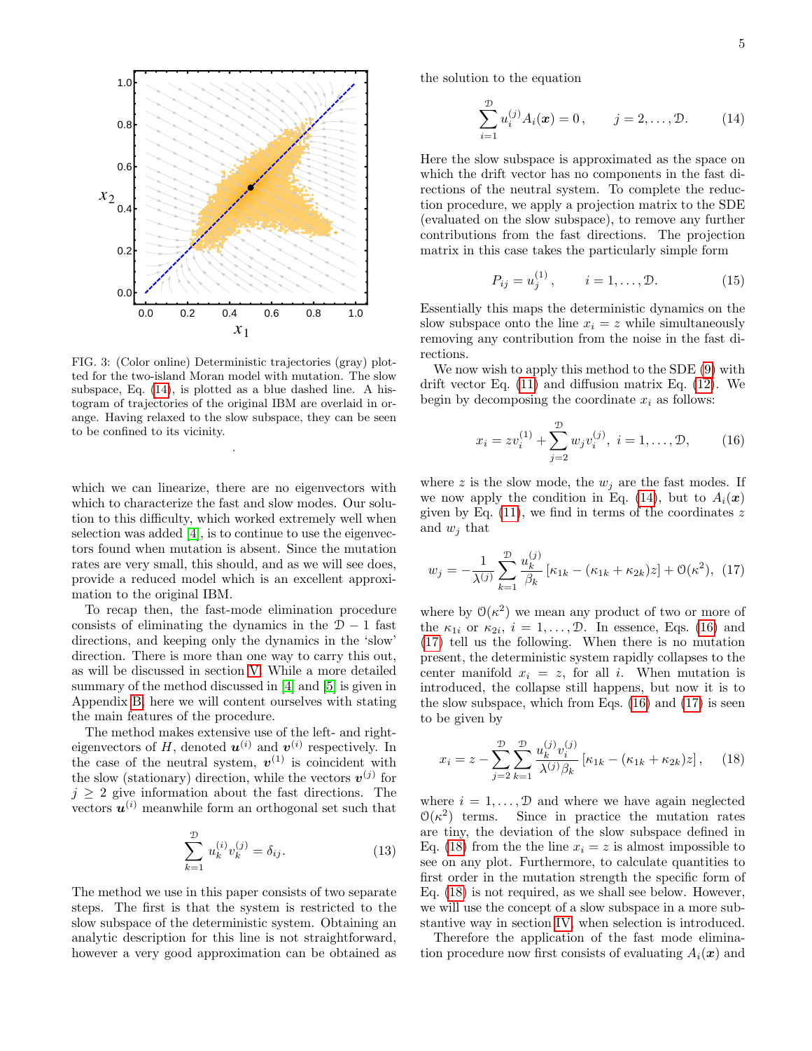FIG. 3: (Color online) Deterministic trajectories (gray) plotted for the two-island Moran model with mutation. The slow subspace, Eq. (14), is plotted as a blue dashed line. A histogram of trajectories of the original IBM are overlaid in orange. Having relaxed to the slow subspace, they can be seen to be confined to its vicinity.

which we can linearize, there are no eigenvectors with which to characterize the fast and slow modes. Our solution to this difficulty, which worked extremely well when selection was added [4], is to continue to use the eigenvectors found when mutation is absent. Since the mutation rates are very small, this should, and as we will see does, provide a reduced model which is an excellent approximation to the original IBM.

To recap then, the fast-mode elimination procedure consists of eliminating the dynamics in the $\mathcal{D}-1$ fast directions, and keeping only the dynamics in the 'slow' direction. There is more than one way to carry this out, as will be discussed in section V. While a more detailed summary of the method discussed in [4] and [5] is given in Appendix B, here we will content ourselves with stating the main features of the procedure.

The method makes extensive use of the left- and right-eigenvectors of $H$, denoted $\boldsymbol{u}^{(i)}$ and $\boldsymbol{v}^{(i)}$ respectively. In the case of the neutral system, $\boldsymbol{v}^{(1)}$ is coincident with the slow (stationary) direction, while the vectors $\boldsymbol{v}^{(j)}$ for $j \geq 2$ give information about the fast directions. The vectors $\boldsymbol{u}^{(i)}$ meanwhile form an orthogonal set such that

$$\sum_{k=1}^{\mathcal{D}} u_k^{(i)} v_k^{(j)} = \delta_{ij}. \tag{13}$$

The method we use in this paper consists of two separate steps. The first is that the system is restricted to the slow subspace of the deterministic system. Obtaining an analytic description for this line is not straightforward, however a very good approximation can be obtained as the solution to the equation

$$\sum_{i=1}^{\mathcal{D}} u_i^{(j)} A_i(\boldsymbol{x}) = 0\,, \qquad j = 2, \ldots, \mathcal{D}. \tag{14}$$

Here the slow subspace is approximated as the space on which the drift vector has no components in the fast directions of the neutral system. To complete the reduction procedure, we apply a projection matrix to the SDE (evaluated on the slow subspace), to remove any further contributions from the fast directions. The projection matrix in this case takes the particularly simple form

$$P_{ij} = u_j^{(1)}\,, \qquad i = 1, \ldots, \mathcal{D}. \tag{15}$$

Essentially this maps the deterministic dynamics on the slow subspace onto the line $x_i = z$ while simultaneously removing any contribution from the noise in the fast directions.

We now wish to apply this method to the SDE (9) with drift vector Eq. (11) and diffusion matrix Eq. (12). We begin by decomposing the coordinate $x_i$ as follows:

$$x_i = z v_i^{(1)} + \sum_{j=2}^{\mathcal{D}} w_j v_i^{(j)},\ i = 1, \ldots, \mathcal{D}, \tag{16}$$

where $z$ is the slow mode, the $w_j$ are the fast modes. If we now apply the condition in Eq. (14), but to $A_i(\boldsymbol{x})$ given by Eq. (11), we find in terms of the coordinates $z$ and $w_j$ that

$$w_j = -\frac{1}{\lambda^{(j)}} \sum_{k=1}^{\mathcal{D}} \frac{u_k^{(j)}}{\beta_k} \left[ \kappa_{1k} - (\kappa_{1k} + \kappa_{2k}) z \right] + \mathcal{O}(\kappa^2), \tag{17}$$

where by $\mathcal{O}(\kappa^2)$ we mean any product of two or more of the $\kappa_{1i}$ or $\kappa_{2i}$, $i = 1, \ldots, \mathcal{D}$. In essence, Eqs. (16) and (17) tell us the following. When there is no mutation present, the deterministic system rapidly collapses to the center manifold $x_i = z$, for all $i$. When mutation is introduced, the collapse still happens, but now it is to the slow subspace, which from Eqs. (16) and (17) is seen to be given by

$$x_i = z - \sum_{j=2}^{\mathcal{D}} \sum_{k=1}^{\mathcal{D}} \frac{u_k^{(j)} v_i^{(j)}}{\lambda^{(j)} \beta_k} \left[ \kappa_{1k} - (\kappa_{1k} + \kappa_{2k}) z \right], \tag{18}$$

where $i = 1, \ldots, \mathcal{D}$ and where we have again neglected $\mathcal{O}(\kappa^2)$ terms. Since in practice the mutation rates are tiny, the deviation of the slow subspace defined in Eq. (18) from the the line $x_i = z$ is almost impossible to see on any plot. Furthermore, to calculate quantities to first order in the mutation strength the specific form of Eq. (18) is not required, as we shall see below. However, we will use the concept of a slow subspace in a more substantive way in section IV, when selection is introduced.

Therefore the application of the fast mode elimination procedure now first consists of evaluating $A_i(\boldsymbol{x})$ and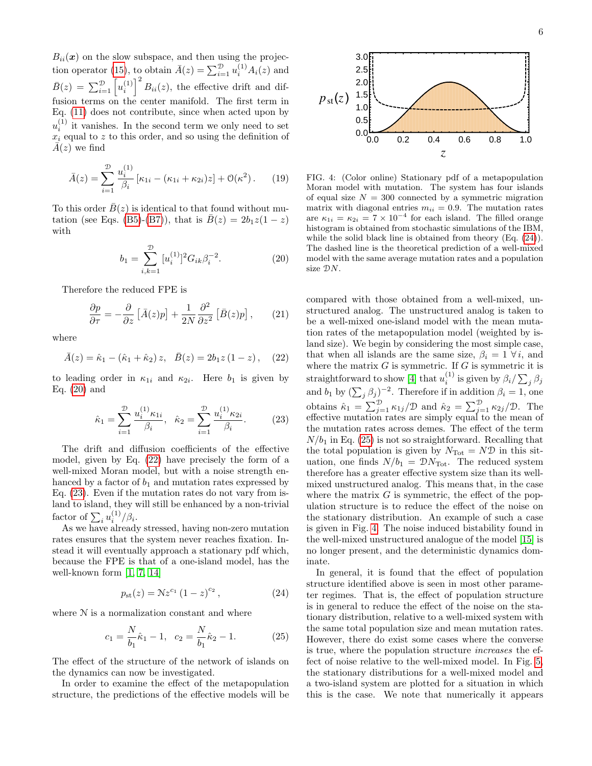$B_{ii}(\boldsymbol{x})$ on the slow subspace, and then using the projection operator (15), to obtain $\bar{A}(z) = \sum_{i=1}^{\mathcal{D}} u_i^{(1)} A_i(z)$ and $\bar{B}(z) = \sum_{i=1}^{\mathcal{D}} \left[u_i^{(1)}\right]^2 B_{ii}(z)$, the effective drift and diffusion terms on the center manifold. The first term in Eq. (11) does not contribute, since when acted upon by $u_i^{(1)}$ it vanishes. In the second term we only need to set $x_i$ equal to $z$ to this order, and so using the definition of $\bar{A}(z)$ we find

$$\bar{A}(z) = \sum_{i=1}^{\mathcal{D}} \frac{u_i^{(1)}}{\beta_i} \left[\kappa_{1i} - (\kappa_{1i} + \kappa_{2i})z\right] + \mathcal{O}(\kappa^2). \qquad (19)$$

To this order $\bar{B}(z)$ is identical to that found without mutation (see Eqs. (B5)-(B7)), that is $\bar{B}(z) = 2b_1 z(1-z)$ with

$$b_1 = \sum_{i,k=1}^{\mathcal{D}} [u_i^{(1)}]^2 G_{ik} \beta_i^{-2}. \qquad (20)$$

Therefore the reduced FPE is

$$\frac{\partial p}{\partial \tau} = -\frac{\partial}{\partial z}\left[\bar{A}(z)p\right] + \frac{1}{2N}\frac{\partial^2}{\partial z^2}\left[\bar{B}(z)p\right], \qquad (21)$$

where

$$\bar{A}(z) = \hat{\kappa}_1 - (\hat{\kappa}_1 + \hat{\kappa}_2)\, z, \quad \bar{B}(z) = 2b_1 z\,(1-z), \qquad (22)$$

to leading order in $\kappa_{1i}$ and $\kappa_{2i}$. Here $b_1$ is given by Eq. (20) and

$$\hat{\kappa}_1 = \sum_{i=1}^{\mathcal{D}} \frac{u_i^{(1)}\kappa_{1i}}{\beta_i}, \quad \hat{\kappa}_2 = \sum_{i=1}^{\mathcal{D}} \frac{u_i^{(1)}\kappa_{2i}}{\beta_i}. \qquad (23)$$

The drift and diffusion coefficients of the effective model, given by Eq. (22) have precisely the form of a well-mixed Moran model, but with a noise strength enhanced by a factor of $b_1$ and mutation rates expressed by Eq. (23). Even if the mutation rates do not vary from island to island, they will still be enhanced by a non-trivial factor of $\sum_i u_i^{(1)}/\beta_i$.

As we have already stressed, having non-zero mutation rates ensures that the system never reaches fixation. Instead it will eventually approach a stationary pdf which, because the FPE is that of a one-island model, has the well-known form [1, 7, 14]

$$p_{\mathrm{st}}(z) = \mathcal{N} z^{c_1}\,(1-z)^{c_2}, \qquad (24)$$

where $\mathcal{N}$ is a normalization constant and where

$$c_1 = \frac{N}{b_1}\hat{\kappa}_1 - 1, \quad c_2 = \frac{N}{b_1}\hat{\kappa}_2 - 1. \qquad (25)$$

The effect of the structure of the network of islands on the dynamics can now be investigated.

In order to examine the effect of the metapopulation structure, the predictions of the effective models will be compared with those obtained from a well-mixed, unstructured analog. The unstructured analog is taken to be a well-mixed one-island model with the mean mutation rates of the metapopulation model (weighted by island size). We begin by considering the most simple case, that when all islands are the same size, $\beta_i = 1\ \forall\, i$, and where the matrix $G$ is symmetric. If $G$ is symmetric it is straightforward to show [4] that $u_i^{(1)}$ is given by $\beta_i/\sum_j \beta_j$ and $b_1$ by $(\sum_j \beta_j)^{-2}$. Therefore if in addition $\beta_i = 1$, one obtains $\hat{\kappa}_1 = \sum_{j=1}^{\mathcal{D}} \kappa_{1j}/\mathcal{D}$ and $\hat{\kappa}_2 = \sum_{j=1}^{\mathcal{D}} \kappa_{2j}/\mathcal{D}$. The effective mutation rates are simply equal to the mean of the mutation rates across demes. The effect of the term $N/b_1$ in Eq. (25) is not so straightforward. Recalling that the total population is given by $N_{\mathrm{Tot}} = N\mathcal{D}$ in this situation, one finds $N/b_1 = \mathcal{D}N_{\mathrm{Tot}}$. The reduced system therefore has a greater effective system size than its well-mixed unstructured analog. This means that, in the case where the matrix $G$ is symmetric, the effect of the population structure is to reduce the effect of the noise on the stationary distribution. An example of such a case is given in Fig. 4. The noise induced bistability found in the well-mixed unstructured analogue of the model [15] is no longer present, and the deterministic dynamics dominate.

FIG. 4: (Color online) Stationary pdf of a metapopulation Moran model with mutation. The system has four islands of equal size $N = 300$ connected by a symmetric migration matrix with diagonal entries $m_{ii} = 0.9$. The mutation rates are $\kappa_{1i} = \kappa_{2i} = 7 \times 10^{-4}$ for each island. The filled orange histogram is obtained from stochastic simulations of the IBM, while the solid black line is obtained from theory (Eq. (24)). The dashed line is the theoretical prediction of a well-mixed model with the same average mutation rates and a population size $\mathcal{D}N$.

In general, it is found that the effect of population structure identified above is seen in most other parameter regimes. That is, the effect of population structure is in general to reduce the effect of the noise on the stationary distribution, relative to a well-mixed system with the same total population size and mean mutation rates. However, there do exist some cases where the converse is true, where the population structure *increases* the effect of noise relative to the well-mixed model. In Fig. 5, the stationary distributions for a well-mixed model and a two-island system are plotted for a situation in which this is the case. We note that numerically it appears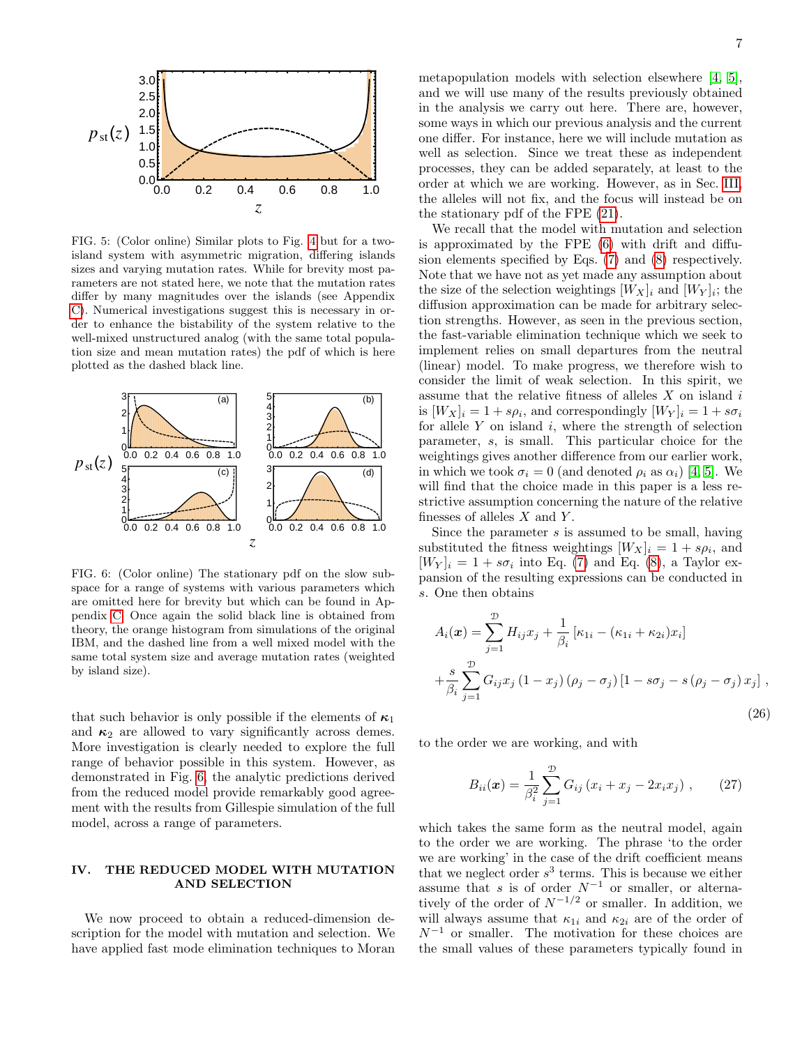FIG. 5: (Color online) Similar plots to Fig. 4 but for a two-island system with asymmetric migration, differing islands sizes and varying mutation rates. While for brevity most parameters are not stated here, we note that the mutation rates differ by many magnitudes over the islands (see Appendix C). Numerical investigations suggest this is necessary in order to enhance the bistability of the system relative to the well-mixed unstructured analog (with the same total population size and mean mutation rates) the pdf of which is here plotted as the dashed black line.

FIG. 6: (Color online) The stationary pdf on the slow subspace for a range of systems with various parameters which are omitted here for brevity but which can be found in Appendix C. Once again the solid black line is obtained from theory, the orange histogram from simulations of the original IBM, and the dashed line from a well mixed model with the same total system size and average mutation rates (weighted by island size).

that such behavior is only possible if the elements of $\boldsymbol{\kappa}_1$ and $\boldsymbol{\kappa}_2$ are allowed to vary significantly across demes. More investigation is clearly needed to explore the full range of behavior possible in this system. However, as demonstrated in Fig. 6, the analytic predictions derived from the reduced model provide remarkably good agreement with the results from Gillespie simulation of the full model, across a range of parameters.

## IV. THE REDUCED MODEL WITH MUTATION AND SELECTION

We now proceed to obtain a reduced-dimension description for the model with mutation and selection. We have applied fast mode elimination techniques to Moran metapopulation models with selection elsewhere [4, 5], and we will use many of the results previously obtained in the analysis we carry out here. There are, however, some ways in which our previous analysis and the current one differ. For instance, here we will include mutation as well as selection. Since we treat these as independent processes, they can be added separately, at least to the order at which we are working. However, as in Sec. III, the alleles will not fix, and the focus will instead be on the stationary pdf of the FPE (21).

We recall that the model with mutation and selection is approximated by the FPE (6) with drift and diffusion elements specified by Eqs. (7) and (8) respectively. Note that we have not as yet made any assumption about the size of the selection weightings $[W_X]_i$ and $[W_Y]_i$; the diffusion approximation can be made for arbitrary selection strengths. However, as seen in the previous section, the fast-variable elimination technique which we seek to implement relies on small departures from the neutral (linear) model. To make progress, we therefore wish to consider the limit of weak selection. In this spirit, we assume that the relative fitness of alleles $X$ on island $i$ is $[W_X]_i = 1 + s\rho_i$, and correspondingly $[W_Y]_i = 1 + s\sigma_i$ for allele $Y$ on island $i$, where the strength of selection parameter, $s$, is small. This particular choice for the weightings gives another difference from our earlier work, in which we took $\sigma_i = 0$ (and denoted $\rho_i$ as $\alpha_i$) [4, 5]. We will find that the choice made in this paper is a less restrictive assumption concerning the nature of the relative finesses of alleles $X$ and $Y$.

Since the parameter $s$ is assumed to be small, having substituted the fitness weightings $[W_X]_i = 1 + s\rho_i$, and $[W_Y]_i = 1 + s\sigma_i$ into Eq. (7) and Eq. (8), a Taylor expansion of the resulting expressions can be conducted in $s$. One then obtains

$$
\begin{aligned}
A_i(\boldsymbol{x}) &= \sum_{j=1}^{\mathcal{D}} H_{ij} x_j + \frac{1}{\beta_i}\left[\kappa_{1i} - (\kappa_{1i}+\kappa_{2i})x_i\right] \\
&+ \frac{s}{\beta_i}\sum_{j=1}^{\mathcal{D}} G_{ij} x_j\left(1-x_j\right)\left(\rho_j-\sigma_j\right)\left[1 - s\sigma_j - s\left(\rho_j-\sigma_j\right)x_j\right] ,
\end{aligned}
\tag{26}
$$

to the order we are working, and with

$$
B_{ii}(\boldsymbol{x}) = \frac{1}{\beta_i^2}\sum_{j=1}^{\mathcal{D}} G_{ij}\left(x_i + x_j - 2x_i x_j\right) , \tag{27}
$$

which takes the same form as the neutral model, again to the order we are working. The phrase 'to the order we are working' in the case of the drift coefficient means that we neglect order $s^3$ terms. This is because we either assume that $s$ is of order $N^{-1}$ or smaller, or alternatively of the order of $N^{-1/2}$ or smaller. In addition, we will always assume that $\kappa_{1i}$ and $\kappa_{2i}$ are of the order of $N^{-1}$ or smaller. The motivation for these choices are the small values of these parameters typically found in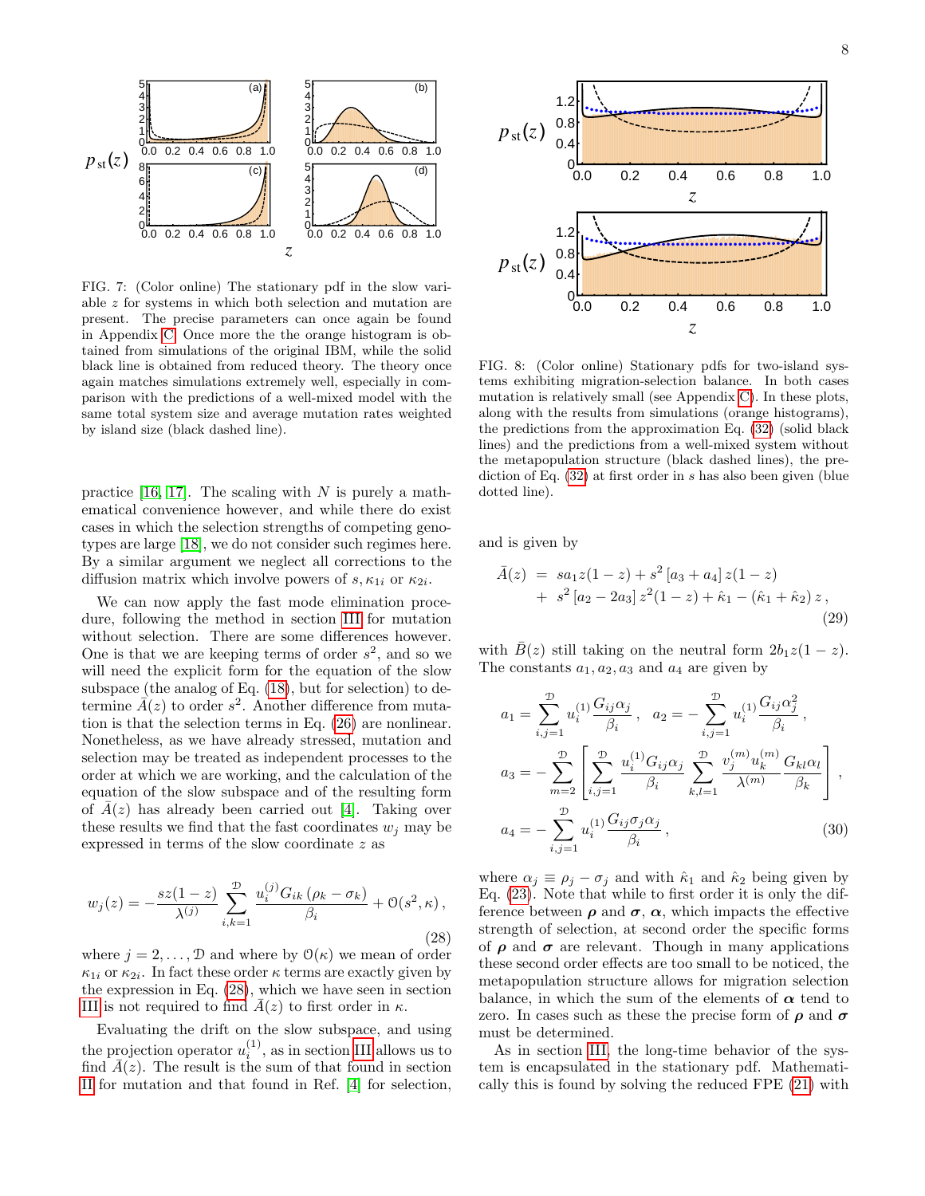FIG. 7: (Color online) The stationary pdf in the slow variable $z$ for systems in which both selection and mutation are present. The precise parameters can once again be found in Appendix C. Once more the the orange histogram is obtained from simulations of the original IBM, while the solid black line is obtained from reduced theory. The theory once again matches simulations extremely well, especially in comparison with the predictions of a well-mixed model with the same total system size and average mutation rates weighted by island size (black dashed line).

practice [16, 17]. The scaling with $N$ is purely a mathematical convenience however, and while there do exist cases in which the selection strengths of competing genotypes are large [18], we do not consider such regimes here. By a similar argument we neglect all corrections to the diffusion matrix which involve powers of $s, \kappa_{1i}$ or $\kappa_{2i}$.

We can now apply the fast mode elimination procedure, following the method in section III for mutation without selection. There are some differences however. One is that we are keeping terms of order $s^2$, and so we will need the explicit form for the equation of the slow subspace (the analog of Eq. (18), but for selection) to determine $\bar{A}(z)$ to order $s^2$. Another difference from mutation is that the selection terms in Eq. (26) are nonlinear. Nonetheless, as we have already stressed, mutation and selection may be treated as independent processes to the order at which we are working, and the calculation of the equation of the slow subspace and of the resulting form of $\bar{A}(z)$ has already been carried out [4]. Taking over these results we find that the fast coordinates $w_j$ may be expressed in terms of the slow coordinate $z$ as

$$w_j(z) = -\frac{sz(1-z)}{\lambda^{(j)}} \sum_{i,k=1}^{\mathcal{D}} \frac{u_i^{(j)} G_{ik} (\rho_k - \sigma_k)}{\beta_i} + \mathcal{O}(s^2, \kappa)\,, \tag{28}$$

where $j = 2, \ldots, \mathcal{D}$ and where by $\mathcal{O}(\kappa)$ we mean of order $\kappa_{1i}$ or $\kappa_{2i}$. In fact these order $\kappa$ terms are exactly given by the expression in Eq. (28), which we have seen in section III is not required to find $\bar{A}(z)$ to first order in $\kappa$.

Evaluating the drift on the slow subspace, and using the projection operator $u_i^{(1)}$, as in section III allows us to find $\bar{A}(z)$. The result is the sum of that found in section II for mutation and that found in Ref. [4] for selection,

FIG. 8: (Color online) Stationary pdfs for two-island systems exhibiting migration-selection balance. In both cases mutation is relatively small (see Appendix C). In these plots, along with the results from simulations (orange histograms), the predictions from the approximation Eq. (32) (solid black lines) and the predictions from a well-mixed system without the metapopulation structure (black dashed lines), the prediction of Eq. (32) at first order in $s$ has also been given (blue dotted line).

and is given by

$$\begin{aligned}
\bar{A}(z) &= s a_1 z(1-z) + s^2 \left[a_3 + a_4\right] z(1-z) \\
&+ s^2 \left[a_2 - 2a_3\right] z^2(1-z) + \hat{\kappa}_1 - (\hat{\kappa}_1 + \hat{\kappa}_2)\, z\,,
\end{aligned} \tag{29}$$

with $\bar{B}(z)$ still taking on the neutral form $2b_1 z(1-z)$. The constants $a_1, a_2, a_3$ and $a_4$ are given by

$$\begin{aligned}
a_1 &= \sum_{i,j=1}^{\mathcal{D}} u_i^{(1)} \frac{G_{ij}\alpha_j}{\beta_i}\,, \quad a_2 = -\sum_{i,j=1}^{\mathcal{D}} u_i^{(1)} \frac{G_{ij}\alpha_j^2}{\beta_i}\,, \\
a_3 &= -\sum_{m=2}^{\mathcal{D}} \left[ \sum_{i,j=1}^{\mathcal{D}} \frac{u_i^{(1)} G_{ij}\alpha_j}{\beta_i} \sum_{k,l=1}^{\mathcal{D}} \frac{v_j^{(m)} u_k^{(m)}}{\lambda^{(m)}} \frac{G_{kl}\alpha_l}{\beta_k} \right], \\
a_4 &= -\sum_{i,j=1}^{\mathcal{D}} u_i^{(1)} \frac{G_{ij}\sigma_j\alpha_j}{\beta_i}\,,
\end{aligned} \tag{30}$$

where $\alpha_j \equiv \rho_j - \sigma_j$ and with $\hat{\kappa}_1$ and $\hat{\kappa}_2$ being given by Eq. (23). Note that while to first order it is only the difference between $\boldsymbol{\rho}$ and $\boldsymbol{\sigma}$, $\boldsymbol{\alpha}$, which impacts the effective strength of selection, at second order the specific forms of $\boldsymbol{\rho}$ and $\boldsymbol{\sigma}$ are relevant. Though in many applications these second order effects are too small to be noticed, the metapopulation structure allows for migration selection balance, in which the sum of the elements of $\boldsymbol{\alpha}$ tend to zero. In cases such as these the precise form of $\boldsymbol{\rho}$ and $\boldsymbol{\sigma}$ must be determined.

As in section III, the long-time behavior of the system is encapsulated in the stationary pdf. Mathematically this is found by solving the reduced FPE (21) with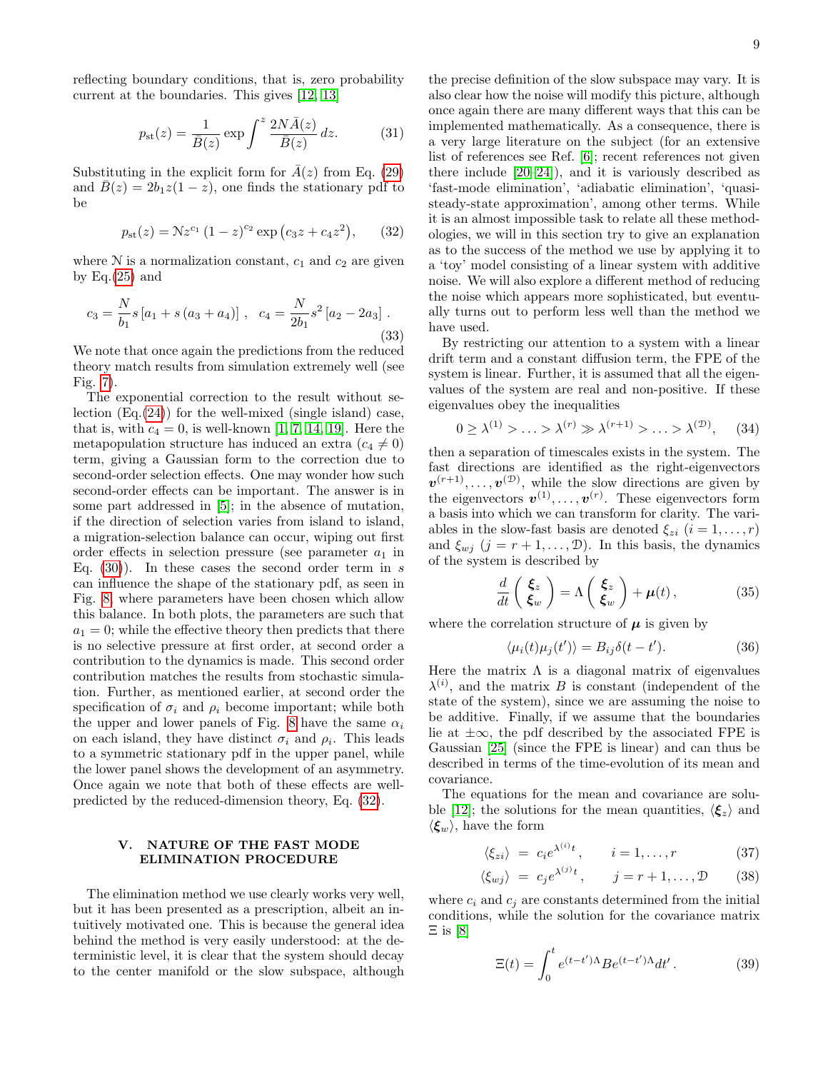reflecting boundary conditions, that is, zero probability current at the boundaries. This gives [12, 13]

$$p_{\rm st}(z) = \frac{1}{\bar{B}(z)} \exp \int^{z} \frac{2N\bar{A}(z)}{\bar{B}(z)}\, dz. \tag{31}$$

Substituting in the explicit form for $\bar{A}(z)$ from Eq. (29) and $\bar{B}(z) = 2b_1 z(1-z)$, one finds the stationary pdf to be

$$p_{\rm st}(z) = \mathcal{N} z^{c_1} \left(1-z\right)^{c_2} \exp\left(c_3 z + c_4 z^2\right), \tag{32}$$

where $\mathcal{N}$ is a normalization constant, $c_1$ and $c_2$ are given by Eq.(25) and

$$c_3 = \frac{N}{b_1} s\left[a_1 + s\left(a_3 + a_4\right)\right]\,, \quad c_4 = \frac{N}{2b_1} s^2 \left[a_2 - 2a_3\right]\,. \tag{33}$$

We note that once again the predictions from the reduced theory match results from simulation extremely well (see Fig. 7).

The exponential correction to the result without selection (Eq.(24)) for the well-mixed (single island) case, that is, with $c_4 = 0$, is well-known [1, 7, 14, 19]. Here the metapopulation structure has induced an extra ($c_4 \neq 0$) term, giving a Gaussian form to the correction due to second-order selection effects. One may wonder how such second-order effects can be important. The answer is in some part addressed in [5]; in the absence of mutation, if the direction of selection varies from island to island, a migration-selection balance can occur, wiping out first order effects in selection pressure (see parameter $a_1$ in Eq. (30)). In these cases the second order term in $s$ can influence the shape of the stationary pdf, as seen in Fig. 8, where parameters have been chosen which allow this balance. In both plots, the parameters are such that $a_1 = 0$; while the effective theory then predicts that there is no selective pressure at first order, at second order a contribution to the dynamics is made. This second order contribution matches the results from stochastic simulation. Further, as mentioned earlier, at second order the specification of $\sigma_i$ and $\rho_i$ become important; while both the upper and lower panels of Fig. 8 have the same $\alpha_i$ on each island, they have distinct $\sigma_i$ and $\rho_i$. This leads to a symmetric stationary pdf in the upper panel, while the lower panel shows the development of an asymmetry. Once again we note that both of these effects are well-predicted by the reduced-dimension theory, Eq. (32).

## V. NATURE OF THE FAST MODE ELIMINATION PROCEDURE

The elimination method we use clearly works very well, but it has been presented as a prescription, albeit an intuitively motivated one. This is because the general idea behind the method is very easily understood: at the deterministic level, it is clear that the system should decay to the center manifold or the slow subspace, although the precise definition of the slow subspace may vary. It is also clear how the noise will modify this picture, although once again there are many different ways that this can be implemented mathematically. As a consequence, there is a very large literature on the subject (for an extensive list of references see Ref. [6]; recent references not given there include [20–24]), and it is variously described as 'fast-mode elimination', 'adiabatic elimination', 'quasi-steady-state approximation', among other terms. While it is an almost impossible task to relate all these methodologies, we will in this section try to give an explanation as to the success of the method we use by applying it to a 'toy' model consisting of a linear system with additive noise. We will also explore a different method of reducing the noise which appears more sophisticated, but eventually turns out to perform less well than the method we have used.

By restricting our attention to a system with a linear drift term and a constant diffusion term, the FPE of the system is linear. Further, it is assumed that all the eigenvalues of the system are real and non-positive. If these eigenvalues obey the inequalities

$$0 \geq \lambda^{(1)} > \ldots > \lambda^{(r)} \gg \lambda^{(r+1)} > \ldots > \lambda^{(\mathcal{D})}, \tag{34}$$

then a separation of timescales exists in the system. The fast directions are identified as the right-eigenvectors $\boldsymbol{v}^{(r+1)}, \ldots, \boldsymbol{v}^{(\mathcal{D})}$, while the slow directions are given by the eigenvectors $\boldsymbol{v}^{(1)}, \ldots, \boldsymbol{v}^{(r)}$. These eigenvectors form a basis into which we can transform for clarity. The variables in the slow-fast basis are denoted $\xi_{zi}$ $(i = 1, \ldots, r)$ and $\xi_{wj}$ $(j = r+1, \ldots, \mathcal{D})$. In this basis, the dynamics of the system is described by

$$\frac{d}{dt}\begin{pmatrix} \boldsymbol{\xi}_z \\ \boldsymbol{\xi}_w \end{pmatrix} = \Lambda \begin{pmatrix} \boldsymbol{\xi}_z \\ \boldsymbol{\xi}_w \end{pmatrix} + \boldsymbol{\mu}(t)\,, \tag{35}$$

where the correlation structure of $\boldsymbol{\mu}$ is given by

$$\langle \mu_i(t) \mu_j(t') \rangle = B_{ij} \delta(t-t'). \tag{36}$$

Here the matrix $\Lambda$ is a diagonal matrix of eigenvalues $\lambda^{(i)}$, and the matrix $B$ is constant (independent of the state of the system), since we are assuming the noise to be additive. Finally, if we assume that the boundaries lie at $\pm\infty$, the pdf described by the associated FPE is Gaussian [25] (since the FPE is linear) and can thus be described in terms of the time-evolution of its mean and covariance.

The equations for the mean and covariance are soluble [12]; the solutions for the mean quantities, $\langle \boldsymbol{\xi}_z \rangle$ and $\langle \boldsymbol{\xi}_w \rangle$, have the form

$$\langle \xi_{zi} \rangle = c_i e^{\lambda^{(i)} t}\,, \qquad i = 1, \ldots, r \tag{37}$$

$$\langle \xi_{wj} \rangle = c_j e^{\lambda^{(j)} t}\,, \qquad j = r+1, \ldots, \mathcal{D} \tag{38}$$

where $c_i$ and $c_j$ are constants determined from the initial conditions, while the solution for the covariance matrix $\Xi$ is [8]

$$\Xi(t) = \int_0^t e^{(t-t')\Lambda} B e^{(t-t')\Lambda} dt'\,. \tag{39}$$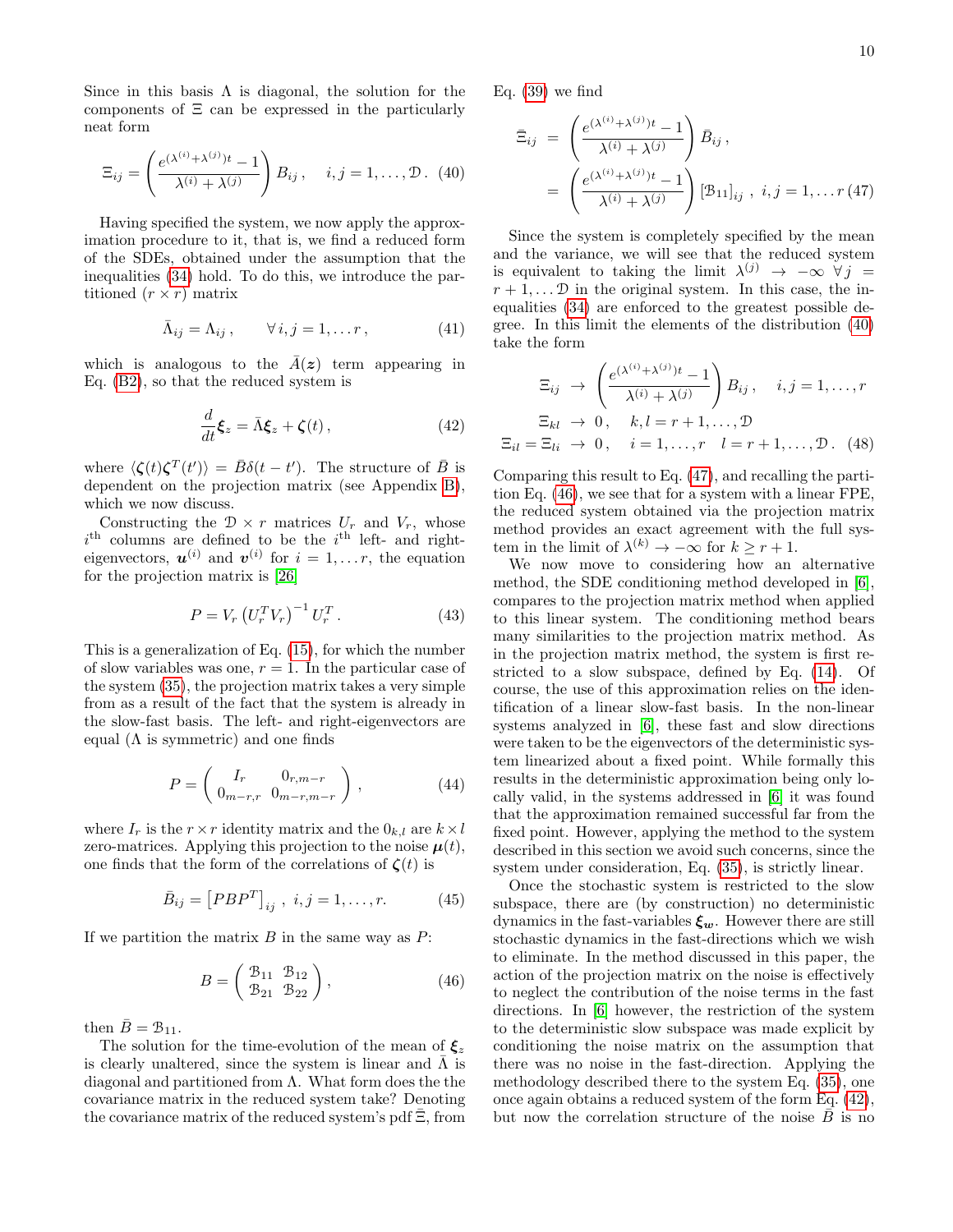Since in this basis $\Lambda$ is diagonal, the solution for the components of $\Xi$ can be expressed in the particularly neat form

$$\Xi_{ij} = \left( \frac{e^{(\lambda^{(i)}+\lambda^{(j)})t} - 1}{\lambda^{(i)} + \lambda^{(j)}} \right) B_{ij} \,, \quad i,j = 1, \ldots, \mathcal{D}\,. \quad (40)$$

Having specified the system, we now apply the approximation procedure to it, that is, we find a reduced form of the SDEs, obtained under the assumption that the inequalities (34) hold. To do this, we introduce the partitioned $(r \times r)$ matrix

$$\bar{\Lambda}_{ij} = \Lambda_{ij} \,, \qquad \forall\, i,j = 1, \ldots r \,, \quad (41)$$

which is analogous to the $\bar{A}(\boldsymbol{z})$ term appearing in Eq. (B2), so that the reduced system is

$$\frac{d}{dt}\boldsymbol{\xi}_z = \bar{\Lambda}\boldsymbol{\xi}_z + \boldsymbol{\zeta}(t) \,, \quad (42)$$

where $\langle \boldsymbol{\zeta}(t)\boldsymbol{\zeta}^T(t') \rangle = \bar{B}\delta(t-t')$. The structure of $\bar{B}$ is dependent on the projection matrix (see Appendix B), which we now discuss.

Constructing the $\mathcal{D} \times r$ matrices $U_r$ and $V_r$, whose $i^{\text{th}}$ columns are defined to be the $i^{\text{th}}$ left- and right-eigenvectors, $\boldsymbol{u}^{(i)}$ and $\boldsymbol{v}^{(i)}$ for $i = 1, \ldots r$, the equation for the projection matrix is [26]

$$P = V_r \left( U_r^T V_r \right)^{-1} U_r^T \,. \quad (43)$$

This is a generalization of Eq. (15), for which the number of slow variables was one, $r = 1$. In the particular case of the system (35), the projection matrix takes a very simple from as a result of the fact that the system is already in the slow-fast basis. The left- and right-eigenvectors are equal ($\Lambda$ is symmetric) and one finds

$$P = \begin{pmatrix} I_r & 0_{r,m-r} \\ 0_{m-r,r} & 0_{m-r,m-r} \end{pmatrix} , \quad (44)$$

where $I_r$ is the $r \times r$ identity matrix and the $0_{k,l}$ are $k \times l$ zero-matrices. Applying this projection to the noise $\boldsymbol{\mu}(t)$, one finds that the form of the correlations of $\boldsymbol{\zeta}(t)$ is

$$\bar{B}_{ij} = \left[ PBP^T \right]_{ij} \,, \; i,j = 1, \ldots, r. \quad (45)$$

If we partition the matrix $B$ in the same way as $P$:

$$B = \begin{pmatrix} \mathcal{B}_{11} & \mathcal{B}_{12} \\ \mathcal{B}_{21} & \mathcal{B}_{22} \end{pmatrix} , \quad (46)$$

then $\bar{B} = \mathcal{B}_{11}$.

The solution for the time-evolution of the mean of $\boldsymbol{\xi}_z$ is clearly unaltered, since the system is linear and $\bar{\Lambda}$ is diagonal and partitioned from $\Lambda$. What form does the the covariance matrix in the reduced system take? Denoting the covariance matrix of the reduced system's pdf $\bar{\Xi}$, from Eq. (39) we find

$$\begin{aligned} \bar{\Xi}_{ij} &= \left( \frac{e^{(\lambda^{(i)}+\lambda^{(j)})t} - 1}{\lambda^{(i)} + \lambda^{(j)}} \right) \bar{B}_{ij} \,, \\ &= \left( \frac{e^{(\lambda^{(i)}+\lambda^{(j)})t} - 1}{\lambda^{(i)} + \lambda^{(j)}} \right) [\mathcal{B}_{11}]_{ij} \,, \; i,j = 1, \ldots r \end{aligned} \quad (47)$$

Since the system is completely specified by the mean and the variance, we will see that the reduced system is equivalent to taking the limit $\lambda^{(j)} \to -\infty \;\forall\, j = r+1, \ldots \mathcal{D}$ in the original system. In this case, the inequalities (34) are enforced to the greatest possible degree. In this limit the elements of the distribution (40) take the form

$$\begin{aligned} \Xi_{ij} &\to \left( \frac{e^{(\lambda^{(i)}+\lambda^{(j)})t} - 1}{\lambda^{(i)} + \lambda^{(j)}} \right) B_{ij} \,, \quad i,j = 1, \ldots, r \\ \Xi_{kl} &\to 0 \,, \quad k,l = r+1, \ldots, \mathcal{D} \\ \Xi_{il} = \Xi_{li} &\to 0 \,, \quad i = 1, \ldots, r \quad l = r+1, \ldots, \mathcal{D}\,. \end{aligned} \quad (48)$$

Comparing this result to Eq. (47), and recalling the partition Eq. (46), we see that for a system with a linear FPE, the reduced system obtained via the projection matrix method provides an exact agreement with the full system in the limit of $\lambda^{(k)} \to -\infty$ for $k \geq r+1$.

We now move to considering how an alternative method, the SDE conditioning method developed in [6], compares to the projection matrix method when applied to this linear system. The conditioning method bears many similarities to the projection matrix method. As in the projection matrix method, the system is first restricted to a slow subspace, defined by Eq. (14). Of course, the use of this approximation relies on the identification of a linear slow-fast basis. In the non-linear systems analyzed in [6], these fast and slow directions were taken to be the eigenvectors of the deterministic system linearized about a fixed point. While formally this results in the deterministic approximation being only locally valid, in the systems addressed in [6] it was found that the approximation remained successful far from the fixed point. However, applying the method to the system described in this section we avoid such concerns, since the system under consideration, Eq. (35), is strictly linear.

Once the stochastic system is restricted to the slow subspace, there are (by construction) no deterministic dynamics in the fast-variables $\boldsymbol{\xi_w}$. However there are still stochastic dynamics in the fast-directions which we wish to eliminate. In the method discussed in this paper, the action of the projection matrix on the noise is effectively to neglect the contribution of the noise terms in the fast directions. In [6] however, the restriction of the system to the deterministic slow subspace was made explicit by conditioning the noise matrix on the assumption that there was no noise in the fast-direction. Applying the methodology described there to the system Eq. (35), one once again obtains a reduced system of the form Eq. (42), but now the correlation structure of the noise $\bar{B}$ is no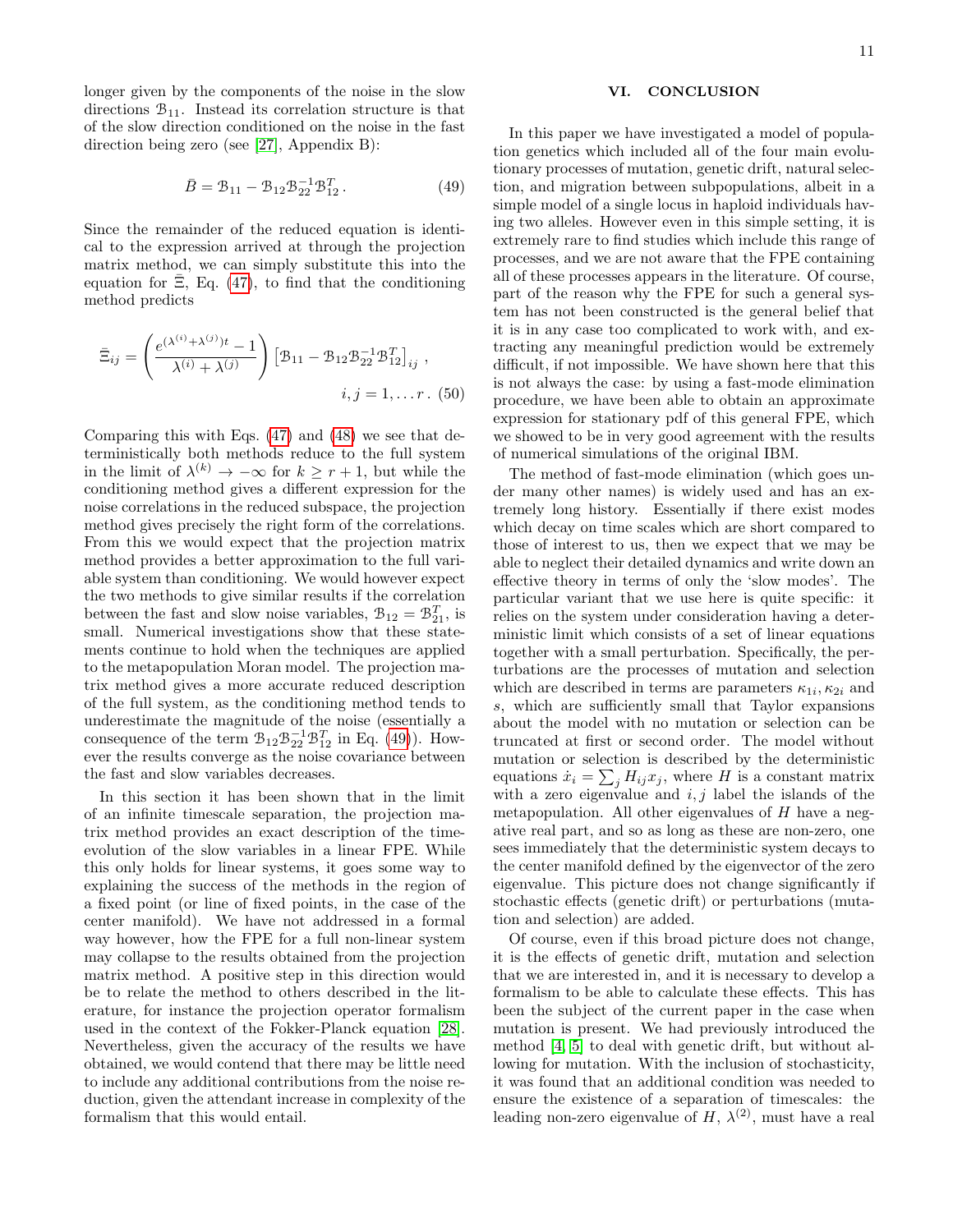longer given by the components of the noise in the slow directions $\mathcal{B}_{11}$. Instead its correlation structure is that of the slow direction conditioned on the noise in the fast direction being zero (see [27], Appendix B):

$$\bar{B} = \mathcal{B}_{11} - \mathcal{B}_{12}\mathcal{B}_{22}^{-1}\mathcal{B}_{12}^{T} \,. \tag{49}$$

Since the remainder of the reduced equation is identical to the expression arrived at through the projection matrix method, we can simply substitute this into the equation for $\bar{\Xi}$, Eq. (47), to find that the conditioning method predicts

$$\bar{\Xi}_{ij} = \left( \frac{e^{(\lambda^{(i)}+\lambda^{(j)})t} - 1}{\lambda^{(i)} + \lambda^{(j)}} \right) \left[ \mathcal{B}_{11} - \mathcal{B}_{12}\mathcal{B}_{22}^{-1}\mathcal{B}_{12}^{T} \right]_{ij} \,, \quad i,j = 1, \ldots r \,. \tag{50}$$

Comparing this with Eqs. (47) and (48) we see that deterministically both methods reduce to the full system in the limit of $\lambda^{(k)} \to -\infty$ for $k \geq r+1$, but while the conditioning method gives a different expression for the noise correlations in the reduced subspace, the projection method gives precisely the right form of the correlations. From this we would expect that the projection matrix method provides a better approximation to the full variable system than conditioning. We would however expect the two methods to give similar results if the correlation between the fast and slow noise variables, $\mathcal{B}_{12} = \mathcal{B}_{21}^{T}$, is small. Numerical investigations show that these statements continue to hold when the techniques are applied to the metapopulation Moran model. The projection matrix method gives a more accurate reduced description of the full system, as the conditioning method tends to underestimate the magnitude of the noise (essentially a consequence of the term $\mathcal{B}_{12}\mathcal{B}_{22}^{-1}\mathcal{B}_{12}^{T}$ in Eq. (49)). However the results converge as the noise covariance between the fast and slow variables decreases.

In this section it has been shown that in the limit of an infinite timescale separation, the projection matrix method provides an exact description of the time-evolution of the slow variables in a linear FPE. While this only holds for linear systems, it goes some way to explaining the success of the methods in the region of a fixed point (or line of fixed points, in the case of the center manifold). We have not addressed in a formal way however, how the FPE for a full non-linear system may collapse to the results obtained from the projection matrix method. A positive step in this direction would be to relate the method to others described in the literature, for instance the projection operator formalism used in the context of the Fokker-Planck equation [28]. Nevertheless, given the accuracy of the results we have obtained, we would contend that there may be little need to include any additional contributions from the noise reduction, given the attendant increase in complexity of the formalism that this would entail.

## VI. CONCLUSION

In this paper we have investigated a model of population genetics which included all of the four main evolutionary processes of mutation, genetic drift, natural selection, and migration between subpopulations, albeit in a simple model of a single locus in haploid individuals having two alleles. However even in this simple setting, it is extremely rare to find studies which include this range of processes, and we are not aware that the FPE containing all of these processes appears in the literature. Of course, part of the reason why the FPE for such a general system has not been constructed is the general belief that it is in any case too complicated to work with, and extracting any meaningful prediction would be extremely difficult, if not impossible. We have shown here that this is not always the case: by using a fast-mode elimination procedure, we have been able to obtain an approximate expression for stationary pdf of this general FPE, which we showed to be in very good agreement with the results of numerical simulations of the original IBM.

The method of fast-mode elimination (which goes under many other names) is widely used and has an extremely long history. Essentially if there exist modes which decay on time scales which are short compared to those of interest to us, then we expect that we may be able to neglect their detailed dynamics and write down an effective theory in terms of only the 'slow modes'. The particular variant that we use here is quite specific: it relies on the system under consideration having a deterministic limit which consists of a set of linear equations together with a small perturbation. Specifically, the perturbations are the processes of mutation and selection which are described in terms are parameters $\kappa_{1i}, \kappa_{2i}$ and $s$, which are sufficiently small that Taylor expansions about the model with no mutation or selection can be truncated at first or second order. The model without mutation or selection is described by the deterministic equations $\dot{x}_i = \sum_j H_{ij} x_j$, where $H$ is a constant matrix with a zero eigenvalue and $i, j$ label the islands of the metapopulation. All other eigenvalues of $H$ have a negative real part, and so as long as these are non-zero, one sees immediately that the deterministic system decays to the center manifold defined by the eigenvector of the zero eigenvalue. This picture does not change significantly if stochastic effects (genetic drift) or perturbations (mutation and selection) are added.

Of course, even if this broad picture does not change, it is the effects of genetic drift, mutation and selection that we are interested in, and it is necessary to develop a formalism to be able to calculate these effects. This has been the subject of the current paper in the case when mutation is present. We had previously introduced the method [4, 5] to deal with genetic drift, but without allowing for mutation. With the inclusion of stochasticity, it was found that an additional condition was needed to ensure the existence of a separation of timescales: the leading non-zero eigenvalue of $H$, $\lambda^{(2)}$, must have a real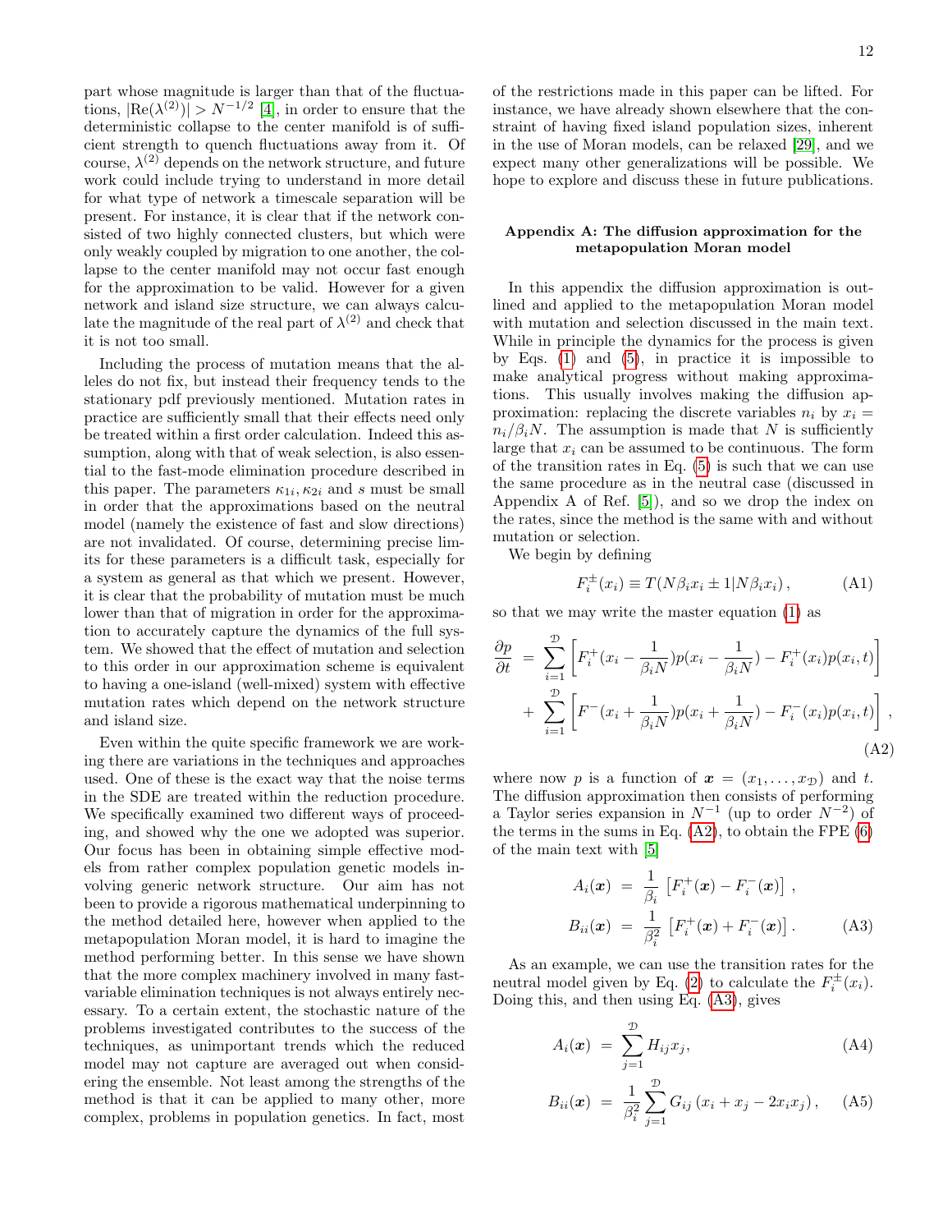part whose magnitude is larger than that of the fluctuations, $|\text{Re}(\lambda^{(2)})| > N^{-1/2}$ [4], in order to ensure that the deterministic collapse to the center manifold is of sufficient strength to quench fluctuations away from it. Of course, $\lambda^{(2)}$ depends on the network structure, and future work could include trying to understand in more detail for what type of network a timescale separation will be present. For instance, it is clear that if the network consisted of two highly connected clusters, but which were only weakly coupled by migration to one another, the collapse to the center manifold may not occur fast enough for the approximation to be valid. However for a given network and island size structure, we can always calculate the magnitude of the real part of $\lambda^{(2)}$ and check that it is not too small.

Including the process of mutation means that the alleles do not fix, but instead their frequency tends to the stationary pdf previously mentioned. Mutation rates in practice are sufficiently small that their effects need only be treated within a first order calculation. Indeed this assumption, along with that of weak selection, is also essential to the fast-mode elimination procedure described in this paper. The parameters $\kappa_{1i}, \kappa_{2i}$ and $s$ must be small in order that the approximations based on the neutral model (namely the existence of fast and slow directions) are not invalidated. Of course, determining precise limits for these parameters is a difficult task, especially for a system as general as that which we present. However, it is clear that the probability of mutation must be much lower than that of migration in order for the approximation to accurately capture the dynamics of the full system. We showed that the effect of mutation and selection to this order in our approximation scheme is equivalent to having a one-island (well-mixed) system with effective mutation rates which depend on the network structure and island size.

Even within the quite specific framework we are working there are variations in the techniques and approaches used. One of these is the exact way that the noise terms in the SDE are treated within the reduction procedure. We specifically examined two different ways of proceeding, and showed why the one we adopted was superior. Our focus has been in obtaining simple effective models from rather complex population genetic models involving generic network structure. Our aim has not been to provide a rigorous mathematical underpinning to the method detailed here, however when applied to the metapopulation Moran model, it is hard to imagine the method performing better. In this sense we have shown that the more complex machinery involved in many fast-variable elimination techniques is not always entirely necessary. To a certain extent, the stochastic nature of the problems investigated contributes to the success of the techniques, as unimportant trends which the reduced model may not capture are averaged out when considering the ensemble. Not least among the strengths of the method is that it can be applied to many other, more complex, problems in population genetics. In fact, most of the restrictions made in this paper can be lifted. For instance, we have already shown elsewhere that the constraint of having fixed island population sizes, inherent in the use of Moran models, can be relaxed [29], and we expect many other generalizations will be possible. We hope to explore and discuss these in future publications.

## Appendix A: The diffusion approximation for the metapopulation Moran model

In this appendix the diffusion approximation is outlined and applied to the metapopulation Moran model with mutation and selection discussed in the main text. While in principle the dynamics for the process is given by Eqs. (1) and (5), in practice it is impossible to make analytical progress without making approximations. This usually involves making the diffusion approximation: replacing the discrete variables $n_i$ by $x_i = n_i/\beta_i N$. The assumption is made that $N$ is sufficiently large that $x_i$ can be assumed to be continuous. The form of the transition rates in Eq. (5) is such that we can use the same procedure as in the neutral case (discussed in Appendix A of Ref. [5]), and so we drop the index on the rates, since the method is the same with and without mutation or selection.

We begin by defining

$$F_i^{\pm}(x_i) \equiv T(N\beta_i x_i \pm 1|N\beta_i x_i)\,, \tag{A1}$$

so that we may write the master equation (1) as

$$\begin{aligned}\frac{\partial p}{\partial t} &= \sum_{i=1}^{\mathcal{D}} \left[ F_i^{+}(x_i - \frac{1}{\beta_i N}) p(x_i - \frac{1}{\beta_i N}) - F_i^{+}(x_i) p(x_i,t) \right] \\ &+ \sum_{i=1}^{\mathcal{D}} \left[ F^{-}(x_i + \frac{1}{\beta_i N}) p(x_i + \frac{1}{\beta_i N}) - F_i^{-}(x_i) p(x_i,t) \right] ,\end{aligned} \tag{A2}$$

where now $p$ is a function of $\boldsymbol{x} = (x_1, \ldots, x_{\mathcal{D}})$ and $t$. The diffusion approximation then consists of performing a Taylor series expansion in $N^{-1}$ (up to order $N^{-2}$) of the terms in the sums in Eq. (A2), to obtain the FPE (6) of the main text with [5]

$$\begin{aligned} A_i(\boldsymbol{x}) &= \frac{1}{\beta_i}\left[ F_i^{+}(\boldsymbol{x}) - F_i^{-}(\boldsymbol{x}) \right] , \\ B_{ii}(\boldsymbol{x}) &= \frac{1}{\beta_i^2}\left[ F_i^{+}(\boldsymbol{x}) + F_i^{-}(\boldsymbol{x}) \right] . \end{aligned} \tag{A3}$$

As an example, we can use the transition rates for the neutral model given by Eq. (2) to calculate the $F_i^{\pm}(x_i)$. Doing this, and then using Eq. (A3), gives

$$A_i(\boldsymbol{x}) = \sum_{j=1}^{\mathcal{D}} H_{ij} x_j, \tag{A4}$$

$$B_{ii}(\boldsymbol{x}) = \frac{1}{\beta_i^2} \sum_{j=1}^{\mathcal{D}} G_{ij} \left( x_i + x_j - 2x_i x_j \right), \tag{A5}$$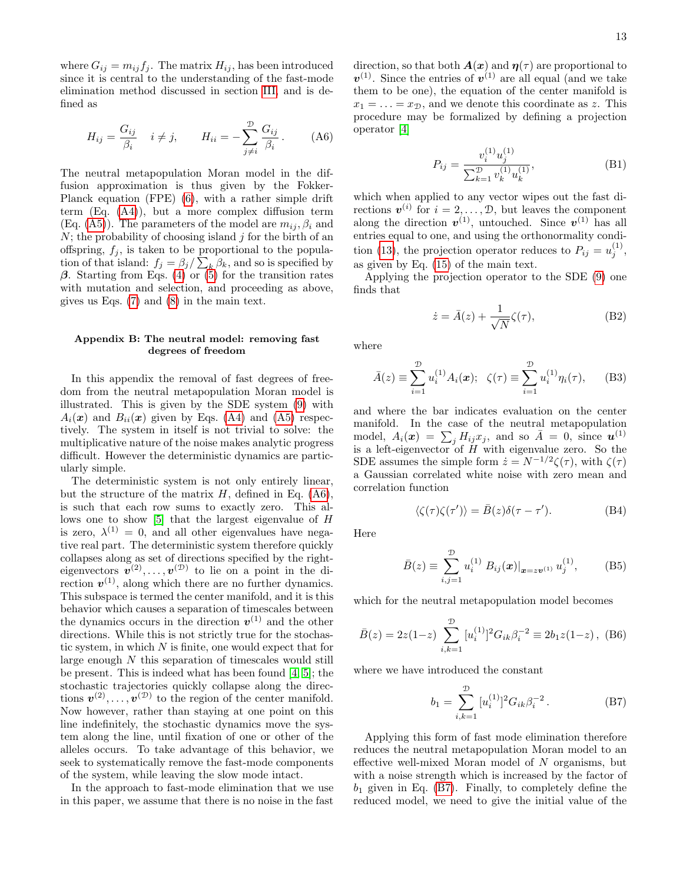where $G_{ij} = m_{ij} f_j$. The matrix $H_{ij}$, has been introduced since it is central to the understanding of the fast-mode elimination method discussed in section III, and is defined as

$$H_{ij} = \frac{G_{ij}}{\beta_i} \quad i \neq j, \qquad H_{ii} = -\sum_{j \neq i}^{\mathcal{D}} \frac{G_{ij}}{\beta_i}. \tag{A6}$$

The neutral metapopulation Moran model in the diffusion approximation is thus given by the Fokker-Planck equation (FPE) (6), with a rather simple drift term (Eq. (A4)), but a more complex diffusion term (Eq. (A5)). The parameters of the model are $m_{ij}, \beta_i$ and $N$; the probability of choosing island $j$ for the birth of an offspring, $f_j$, is taken to be proportional to the population of that island: $f_j = \beta_j / \sum_k \beta_k$, and so is specified by $\boldsymbol{\beta}$. Starting from Eqs. (4) or (5) for the transition rates with mutation and selection, and proceeding as above, gives us Eqs. (7) and (8) in the main text.

## Appendix B: The neutral model: removing fast degrees of freedom

In this appendix the removal of fast degrees of freedom from the neutral metapopulation Moran model is illustrated. This is given by the SDE system (9) with $A_i(\boldsymbol{x})$ and $B_{ii}(\boldsymbol{x})$ given by Eqs. (A4) and (A5) respectively. The system in itself is not trivial to solve: the multiplicative nature of the noise makes analytic progress difficult. However the deterministic dynamics are particularly simple.

The deterministic system is not only entirely linear, but the structure of the matrix $H$, defined in Eq. (A6), is such that each row sums to exactly zero. This allows one to show [5] that the largest eigenvalue of $H$ is zero, $\lambda^{(1)} = 0$, and all other eigenvalues have negative real part. The deterministic system therefore quickly collapses along as set of directions specified by the right-eigenvectors $\boldsymbol{v}^{(2)}, \ldots, \boldsymbol{v}^{(\mathcal{D})}$ to lie on a point in the direction $\boldsymbol{v}^{(1)}$, along which there are no further dynamics. This subspace is termed the center manifold, and it is this behavior which causes a separation of timescales between the dynamics occurs in the direction $\boldsymbol{v}^{(1)}$ and the other directions. While this is not strictly true for the stochastic system, in which $N$ is finite, one would expect that for large enough $N$ this separation of timescales would still be present. This is indeed what has been found [4, 5]; the stochastic trajectories quickly collapse along the directions $\boldsymbol{v}^{(2)}, \ldots, \boldsymbol{v}^{(\mathcal{D})}$ to the region of the center manifold. Now however, rather than staying at one point on this line indefinitely, the stochastic dynamics move the system along the line, until fixation of one or other of the alleles occurs. To take advantage of this behavior, we seek to systematically remove the fast-mode components of the system, while leaving the slow mode intact.

In the approach to fast-mode elimination that we use in this paper, we assume that there is no noise in the fast direction, so that both $\boldsymbol{A}(\boldsymbol{x})$ and $\boldsymbol{\eta}(\tau)$ are proportional to $\boldsymbol{v}^{(1)}$. Since the entries of $\boldsymbol{v}^{(1)}$ are all equal (and we take them to be one), the equation of the center manifold is $x_1 = \ldots = x_{\mathcal{D}}$, and we denote this coordinate as $z$. This procedure may be formalized by defining a projection operator [4]

$$P_{ij} = \frac{v_i^{(1)} u_j^{(1)}}{\sum_{k=1}^{\mathcal{D}} v_k^{(1)} u_k^{(1)}}, \tag{B1}$$

which when applied to any vector wipes out the fast directions $\boldsymbol{v}^{(i)}$ for $i = 2, \ldots, \mathcal{D}$, but leaves the component along the direction $\boldsymbol{v}^{(1)}$, untouched. Since $\boldsymbol{v}^{(1)}$ has all entries equal to one, and using the orthonormality condition (13), the projection operator reduces to $P_{ij} = u_j^{(1)}$, as given by Eq. (15) of the main text.

Applying the projection operator to the SDE (9) one finds that

$$\dot{z} = \bar{A}(z) + \frac{1}{\sqrt{N}} \zeta(\tau), \tag{B2}$$

where

$$\bar{A}(z) \equiv \sum_{i=1}^{\mathcal{D}} u_i^{(1)} A_i(\boldsymbol{x}); \quad \zeta(\tau) \equiv \sum_{i=1}^{\mathcal{D}} u_i^{(1)} \eta_i(\tau), \tag{B3}$$

and where the bar indicates evaluation on the center manifold. In the case of the neutral metapopulation model, $A_i(\boldsymbol{x}) = \sum_j H_{ij} x_j$, and so $\bar{A} = 0$, since $\boldsymbol{u}^{(1)}$ is a left-eigenvector of $H$ with eigenvalue zero. So the SDE assumes the simple form $\dot{z} = N^{-1/2} \zeta(\tau)$, with $\zeta(\tau)$ a Gaussian correlated white noise with zero mean and correlation function

$$\langle \zeta(\tau) \zeta(\tau') \rangle = \bar{B}(z) \delta(\tau - \tau'). \tag{B4}$$

Here

$$\bar{B}(z) \equiv \sum_{i,j=1}^{\mathcal{D}} u_i^{(1)} \, B_{ij}(\boldsymbol{x})|_{\boldsymbol{x} = z \boldsymbol{v}^{(1)}} \, u_j^{(1)}, \tag{B5}$$

which for the neutral metapopulation model becomes

$$\bar{B}(z) = 2z(1-z) \sum_{i,k=1}^{\mathcal{D}} [u_i^{(1)}]^2 G_{ik} \beta_i^{-2} \equiv 2 b_1 z(1-z), \tag{B6}$$

where we have introduced the constant

$$b_1 = \sum_{i,k=1}^{\mathcal{D}} [u_i^{(1)}]^2 G_{ik} \beta_i^{-2}. \tag{B7}$$

Applying this form of fast mode elimination therefore reduces the neutral metapopulation Moran model to an effective well-mixed Moran model of $N$ organisms, but with a noise strength which is increased by the factor of $b_1$ given in Eq. (B7). Finally, to completely define the reduced model, we need to give the initial value of the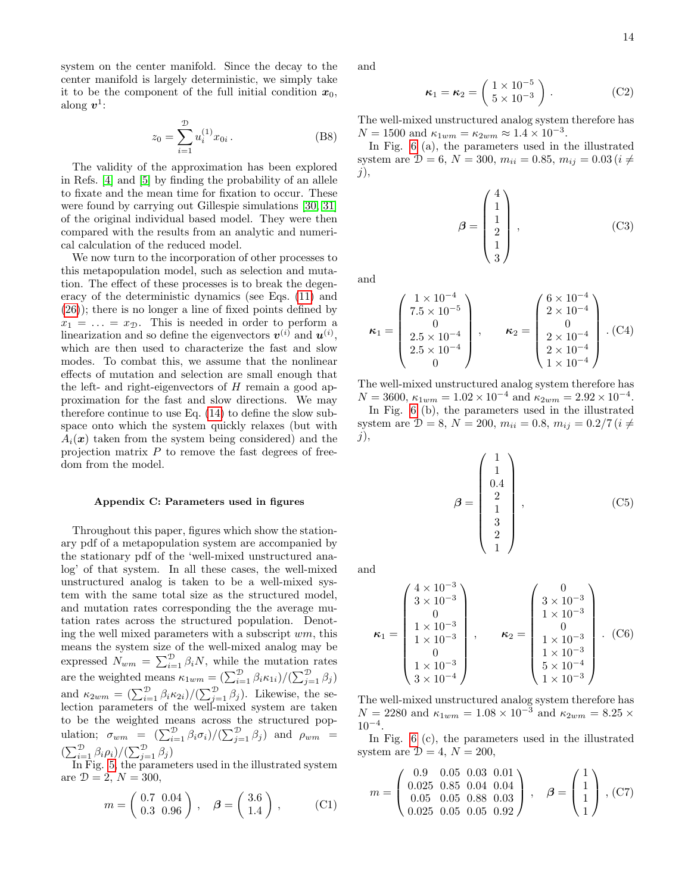system on the center manifold. Since the decay to the center manifold is largely deterministic, we simply take it to be the component of the full initial condition $\boldsymbol{x}_0$, along $\boldsymbol{v}^1$:

$$z_0 = \sum_{i=1}^{\mathcal{D}} u_i^{(1)} x_{0i} \,. \tag{B8}$$

The validity of the approximation has been explored in Refs. [4] and [5] by finding the probability of an allele to fixate and the mean time for fixation to occur. These were found by carrying out Gillespie simulations [30, 31] of the original individual based model. They were then compared with the results from an analytic and numerical calculation of the reduced model.

We now turn to the incorporation of other processes to this metapopulation model, such as selection and mutation. The effect of these processes is to break the degeneracy of the deterministic dynamics (see Eqs. (11) and (26)); there is no longer a line of fixed points defined by $x_1 = \ldots = x_{\mathcal{D}}$. This is needed in order to perform a linearization and so define the eigenvectors $\boldsymbol{v}^{(i)}$ and $\boldsymbol{u}^{(i)}$, which are then used to characterize the fast and slow modes. To combat this, we assume that the nonlinear effects of mutation and selection are small enough that the left- and right-eigenvectors of $H$ remain a good approximation for the fast and slow directions. We may therefore continue to use Eq. (14) to define the slow subspace onto which the system quickly relaxes (but with $A_i(\boldsymbol{x})$ taken from the system being considered) and the projection matrix $P$ to remove the fast degrees of freedom from the model.

### Appendix C: Parameters used in figures

Throughout this paper, figures which show the stationary pdf of a metapopulation system are accompanied by the stationary pdf of the 'well-mixed unstructured analog' of that system. In all these cases, the well-mixed unstructured analog is taken to be a well-mixed system with the same total size as the structured model, and mutation rates corresponding the the average mutation rates across the structured population. Denoting the well mixed parameters with a subscript $wm$, this means the system size of the well-mixed analog may be expressed $N_{wm} = \sum_{i=1}^{\mathcal{D}} \beta_i N$, while the mutation rates are the weighted means $\kappa_{1wm} = (\sum_{i=1}^{\mathcal{D}} \beta_i \kappa_{1i})/(\sum_{j=1}^{\mathcal{D}} \beta_j)$ and $\kappa_{2wm} = (\sum_{i=1}^{\mathcal{D}} \beta_i \kappa_{2i})/(\sum_{j=1}^{\mathcal{D}} \beta_j)$. Likewise, the selection parameters of the well-mixed system are taken to be the weighted means across the structured population; $\sigma_{wm} = (\sum_{i=1}^{\mathcal{D}} \beta_i \sigma_i)/(\sum_{j=1}^{\mathcal{D}} \beta_j)$ and $\rho_{wm} = (\sum_{i=1}^{\mathcal{D}} \beta_i \rho_i)/(\sum_{j=1}^{\mathcal{D}} \beta_j)$

In Fig. 5, the parameters used in the illustrated system are $\mathcal{D} = 2$, $N = 300$,

$$m = \begin{pmatrix} 0.7 & 0.04 \\ 0.3 & 0.96 \end{pmatrix} , \quad \boldsymbol{\beta} = \begin{pmatrix} 3.6 \\ 1.4 \end{pmatrix} , \tag{C1}$$

and

$$\boldsymbol{\kappa}_1 = \boldsymbol{\kappa}_2 = \begin{pmatrix} 1 \times 10^{-5} \\ 5 \times 10^{-3} \end{pmatrix} . \tag{C2}$$

The well-mixed unstructured analog system therefore has $N = 1500$ and $\kappa_{1wm} = \kappa_{2wm} \approx 1.4 \times 10^{-3}$.

In Fig. 6 (a), the parameters used in the illustrated system are $\mathcal{D} = 6$, $N = 300$, $m_{ii} = 0.85$, $m_{ij} = 0.03 \, (i \neq j)$,

$$\boldsymbol{\beta} = \begin{pmatrix} 4 \\ 1 \\ 1 \\ 2 \\ 1 \\ 3 \end{pmatrix} , \tag{C3}$$

and

$$\boldsymbol{\kappa}_1 = \begin{pmatrix} 1 \times 10^{-4} \\ 7.5 \times 10^{-5} \\ 0 \\ 2.5 \times 10^{-4} \\ 2.5 \times 10^{-4} \\ 0 \end{pmatrix} , \qquad \boldsymbol{\kappa}_2 = \begin{pmatrix} 6 \times 10^{-4} \\ 2 \times 10^{-4} \\ 0 \\ 2 \times 10^{-4} \\ 2 \times 10^{-4} \\ 1 \times 10^{-4} \end{pmatrix} . \tag{C4}$$

The well-mixed unstructured analog system therefore has $N = 3600$, $\kappa_{1wm} = 1.02 \times 10^{-4}$ and $\kappa_{2wm} = 2.92 \times 10^{-4}$.

In Fig. 6 (b), the parameters used in the illustrated system are $\mathcal{D} = 8$, $N = 200$, $m_{ii} = 0.8$, $m_{ij} = 0.2/7 \, (i \neq j)$,

$$\boldsymbol{\beta} = \begin{pmatrix} 1 \\ 1 \\ 0.4 \\ 2 \\ 1 \\ 3 \\ 2 \\ 1 \end{pmatrix} , \tag{C5}$$

and

$$\boldsymbol{\kappa}_1 = \begin{pmatrix} 4 \times 10^{-3} \\ 3 \times 10^{-3} \\ 0 \\ 1 \times 10^{-3} \\ 1 \times 10^{-3} \\ 0 \\ 1 \times 10^{-3} \\ 3 \times 10^{-4} \end{pmatrix} , \qquad \boldsymbol{\kappa}_2 = \begin{pmatrix} 0 \\ 3 \times 10^{-3} \\ 1 \times 10^{-3} \\ 0 \\ 1 \times 10^{-3} \\ 1 \times 10^{-3} \\ 5 \times 10^{-4} \\ 1 \times 10^{-3} \end{pmatrix} . \tag{C6}$$

The well-mixed unstructured analog system therefore has $N = 2280$ and $\kappa_{1wm} = 1.08 \times 10^{-3}$ and $\kappa_{2wm} = 8.25 \times 10^{-4}$.

In Fig. 6 (c), the parameters used in the illustrated system are $\mathcal{D} = 4$, $N = 200$,

$$m = \begin{pmatrix} 0.9 & 0.05 & 0.03 & 0.01 \\ 0.025 & 0.85 & 0.04 & 0.04 \\ 0.05 & 0.05 & 0.88 & 0.03 \\ 0.025 & 0.05 & 0.05 & 0.92 \end{pmatrix} , \quad \boldsymbol{\beta} = \begin{pmatrix} 1 \\ 1 \\ 1 \\ 1 \end{pmatrix} , \tag{C7}$$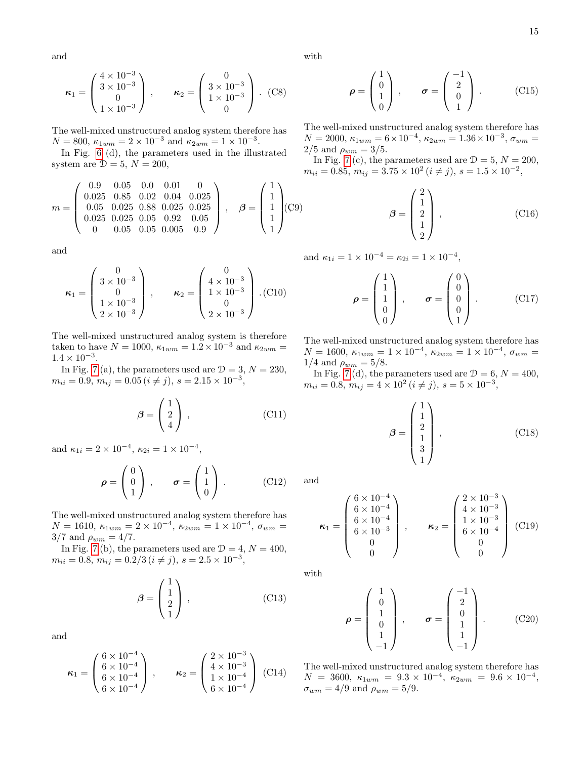and

$$\boldsymbol{\kappa}_1 = \begin{pmatrix} 4\times10^{-3} \\ 3\times10^{-3} \\ 0 \\ 1\times10^{-3} \end{pmatrix}, \qquad \boldsymbol{\kappa}_2 = \begin{pmatrix} 0 \\ 3\times10^{-3} \\ 1\times10^{-3} \\ 0 \end{pmatrix}. \quad \text{(C8)}$$

The well-mixed unstructured analog system therefore has $N = 800$, $\kappa_{1wm} = 2\times10^{-3}$ and $\kappa_{2wm} = 1\times10^{-3}$.

In Fig. 6 (d), the parameters used in the illustrated system are $\mathcal{D} = 5$, $N = 200$,

$$m = \begin{pmatrix} 0.9 & 0.05 & 0.0 & 0.01 & 0 \\ 0.025 & 0.85 & 0.02 & 0.04 & 0.025 \\ 0.05 & 0.025 & 0.88 & 0.025 & 0.025 \\ 0.025 & 0.025 & 0.05 & 0.92 & 0.05 \\ 0 & 0.05 & 0.05 & 0.005 & 0.9 \end{pmatrix}, \quad \boldsymbol{\beta} = \begin{pmatrix} 1 \\ 1 \\ 1 \\ 1 \\ 1 \end{pmatrix} \text{(C9)}$$

and

$$\boldsymbol{\kappa}_1 = \begin{pmatrix} 0 \\ 3\times10^{-3} \\ 0 \\ 1\times10^{-3} \\ 2\times10^{-3} \end{pmatrix}, \qquad \boldsymbol{\kappa}_2 = \begin{pmatrix} 0 \\ 4\times10^{-3} \\ 1\times10^{-3} \\ 0 \\ 2\times10^{-3} \end{pmatrix}. \text{(C10)}$$

The well-mixed unstructured analog system is therefore taken to have $N = 1000$, $\kappa_{1wm} = 1.2\times10^{-3}$ and $\kappa_{2wm} = 1.4\times10^{-3}$.

In Fig. 7 (a), the parameters used are $\mathcal{D} = 3$, $N = 230$, $m_{ii} = 0.9$, $m_{ij} = 0.05\,(i \neq j)$, $s = 2.15\times10^{-3}$,

$$\boldsymbol{\beta} = \begin{pmatrix} 1 \\ 2 \\ 4 \end{pmatrix}, \quad \text{(C11)}$$

and $\kappa_{1i} = 2\times10^{-4}$, $\kappa_{2i} = 1\times10^{-4}$,

$$\boldsymbol{\rho} = \begin{pmatrix} 0 \\ 0 \\ 1 \end{pmatrix}, \qquad \boldsymbol{\sigma} = \begin{pmatrix} 1 \\ 1 \\ 0 \end{pmatrix}. \quad \text{(C12)}$$

The well-mixed unstructured analog system therefore has $N = 1610$, $\kappa_{1wm} = 2\times10^{-4}$, $\kappa_{2wm} = 1\times10^{-4}$, $\sigma_{wm} = 3/7$ and $\rho_{wm} = 4/7$.

In Fig. 7 (b), the parameters used are $\mathcal{D} = 4$, $N = 400$, $m_{ii} = 0.8$, $m_{ij} = 0.2/3\,(i \neq j)$, $s = 2.5\times10^{-3}$,

$$\boldsymbol{\beta} = \begin{pmatrix} 1 \\ 1 \\ 2 \\ 1 \end{pmatrix}, \quad \text{(C13)}$$

and

$$\boldsymbol{\kappa}_1 = \begin{pmatrix} 6\times10^{-4} \\ 6\times10^{-4} \\ 6\times10^{-4} \\ 6\times10^{-4} \end{pmatrix}, \qquad \boldsymbol{\kappa}_2 = \begin{pmatrix} 2\times10^{-3} \\ 4\times10^{-3} \\ 1\times10^{-4} \\ 6\times10^{-4} \end{pmatrix} \quad \text{(C14)}$$

with

$$\boldsymbol{\rho} = \begin{pmatrix} 1 \\ 0 \\ 1 \\ 0 \end{pmatrix}, \qquad \boldsymbol{\sigma} = \begin{pmatrix} -1 \\ 2 \\ 0 \\ 1 \end{pmatrix}. \quad \text{(C15)}$$

The well-mixed unstructured analog system therefore has $N = 2000$, $\kappa_{1wm} = 6\times10^{-4}$, $\kappa_{2wm} = 1.36\times10^{-3}$, $\sigma_{wm} = 2/5$ and $\rho_{wm} = 3/5$.

In Fig. 7 (c), the parameters used are $\mathcal{D} = 5$, $N = 200$, $m_{ii} = 0.85$, $m_{ij} = 3.75\times10^{2}\,(i \neq j)$, $s = 1.5\times10^{-2}$,

$$\boldsymbol{\beta} = \begin{pmatrix} 2 \\ 1 \\ 2 \\ 1 \\ 2 \end{pmatrix}, \quad \text{(C16)}$$

and $\kappa_{1i} = 1\times10^{-4} = \kappa_{2i} = 1\times10^{-4}$,

$$\boldsymbol{\rho} = \begin{pmatrix} 1 \\ 1 \\ 1 \\ 0 \\ 0 \end{pmatrix}, \qquad \boldsymbol{\sigma} = \begin{pmatrix} 0 \\ 0 \\ 0 \\ 0 \\ 1 \end{pmatrix}. \quad \text{(C17)}$$

The well-mixed unstructured analog system therefore has $N = 1600$, $\kappa_{1wm} = 1\times10^{-4}$, $\kappa_{2wm} = 1\times10^{-4}$, $\sigma_{wm} = 1/4$ and $\rho_{wm} = 5/8$.

In Fig. 7 (d), the parameters used are $\mathcal{D} = 6$, $N = 400$, $m_{ii} = 0.8$, $m_{ij} = 4\times10^{2}\,(i \neq j)$, $s = 5\times10^{-3}$,

$$\boldsymbol{\beta} = \begin{pmatrix} 1 \\ 1 \\ 2 \\ 1 \\ 3 \\ 1 \end{pmatrix}, \quad \text{(C18)}$$

and

$$\boldsymbol{\kappa}_1 = \begin{pmatrix} 6\times10^{-4} \\ 6\times10^{-4} \\ 6\times10^{-4} \\ 6\times10^{-3} \\ 0 \\ 0 \end{pmatrix}, \qquad \boldsymbol{\kappa}_2 = \begin{pmatrix} 2\times10^{-3} \\ 4\times10^{-3} \\ 1\times10^{-3} \\ 6\times10^{-4} \\ 0 \\ 0 \end{pmatrix} \quad \text{(C19)}$$

with

$$\boldsymbol{\rho} = \begin{pmatrix} 1 \\ 0 \\ 1 \\ 0 \\ 1 \\ -1 \end{pmatrix}, \qquad \boldsymbol{\sigma} = \begin{pmatrix} -1 \\ 2 \\ 0 \\ 1 \\ 1 \\ -1 \end{pmatrix}. \quad \text{(C20)}$$

The well-mixed unstructured analog system therefore has $N = 3600$, $\kappa_{1wm} = 9.3\times10^{-4}$, $\kappa_{2wm} = 9.6\times10^{-4}$, $\sigma_{wm} = 4/9$ and $\rho_{wm} = 5/9$.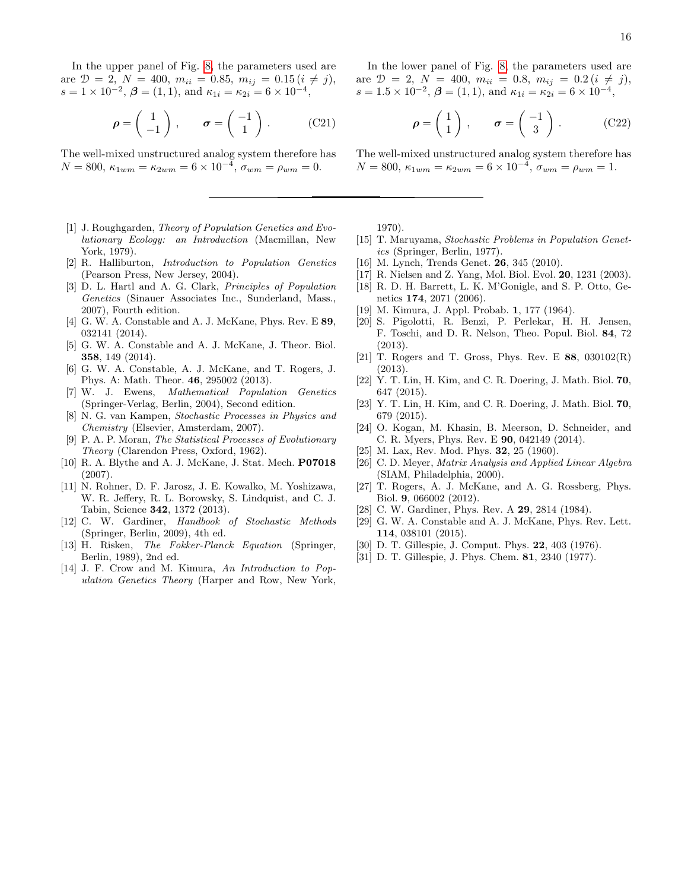In the upper panel of Fig. 8, the parameters used are are $\mathcal{D} = 2$, $N = 400$, $m_{ii} = 0.85$, $m_{ij} = 0.15\,(i \neq j)$, $s = 1 \times 10^{-2}$, $\boldsymbol{\beta} = (1, 1)$, and $\kappa_{1i} = \kappa_{2i} = 6 \times 10^{-4}$,

$$\boldsymbol{\rho} = \begin{pmatrix} 1 \\ -1 \end{pmatrix}, \qquad \boldsymbol{\sigma} = \begin{pmatrix} -1 \\ 1 \end{pmatrix}. \tag{C21}$$

The well-mixed unstructured analog system therefore has $N = 800$, $\kappa_{1wm} = \kappa_{2wm} = 6 \times 10^{-4}$, $\sigma_{wm} = \rho_{wm} = 0$.

In the lower panel of Fig. 8, the parameters used are are $\mathcal{D} = 2$, $N = 400$, $m_{ii} = 0.8$, $m_{ij} = 0.2\,(i \neq j)$, $s = 1.5 \times 10^{-2}$, $\boldsymbol{\beta} = (1, 1)$, and $\kappa_{1i} = \kappa_{2i} = 6 \times 10^{-4}$,

$$\boldsymbol{\rho} = \begin{pmatrix} 1 \\ 1 \end{pmatrix}, \qquad \boldsymbol{\sigma} = \begin{pmatrix} -1 \\ 3 \end{pmatrix}. \tag{C22}$$

The well-mixed unstructured analog system therefore has $N = 800$, $\kappa_{1wm} = \kappa_{2wm} = 6 \times 10^{-4}$, $\sigma_{wm} = \rho_{wm} = 1$.

---

[1] J. Roughgarden, *Theory of Population Genetics and Evolutionary Ecology: an Introduction* (Macmillan, New York, 1979).

[2] R. Halliburton, *Introduction to Population Genetics* (Pearson Press, New Jersey, 2004).

[3] D. L. Hartl and A. G. Clark, *Principles of Population Genetics* (Sinauer Associates Inc., Sunderland, Mass., 2007), Fourth edition.

[4] G. W. A. Constable and A. J. McKane, Phys. Rev. E **89**, 032141 (2014).

[5] G. W. A. Constable and A. J. McKane, J. Theor. Biol. **358**, 149 (2014).

[6] G. W. A. Constable, A. J. McKane, and T. Rogers, J. Phys. A: Math. Theor. **46**, 295002 (2013).

[7] W. J. Ewens, *Mathematical Population Genetics* (Springer-Verlag, Berlin, 2004), Second edition.

[8] N. G. van Kampen, *Stochastic Processes in Physics and Chemistry* (Elsevier, Amsterdam, 2007).

[9] P. A. P. Moran, *The Statistical Processes of Evolutionary Theory* (Clarendon Press, Oxford, 1962).

[10] R. A. Blythe and A. J. McKane, J. Stat. Mech. **P07018** (2007).

[11] N. Rohner, D. F. Jarosz, J. E. Kowalko, M. Yoshizawa, W. R. Jeffery, R. L. Borowsky, S. Lindquist, and C. J. Tabin, Science **342**, 1372 (2013).

[12] C. W. Gardiner, *Handbook of Stochastic Methods* (Springer, Berlin, 2009), 4th ed.

[13] H. Risken, *The Fokker-Planck Equation* (Springer, Berlin, 1989), 2nd ed.

[14] J. F. Crow and M. Kimura, *An Introduction to Population Genetics Theory* (Harper and Row, New York, 1970).

[15] T. Maruyama, *Stochastic Problems in Population Genetics* (Springer, Berlin, 1977).

[16] M. Lynch, Trends Genet. **26**, 345 (2010).

[17] R. Nielsen and Z. Yang, Mol. Biol. Evol. **20**, 1231 (2003).

[18] R. D. H. Barrett, L. K. M'Gonigle, and S. P. Otto, Genetics **174**, 2071 (2006).

[19] M. Kimura, J. Appl. Probab. **1**, 177 (1964).

[20] S. Pigolotti, R. Benzi, P. Perlekar, H. H. Jensen, F. Toschi, and D. R. Nelson, Theo. Popul. Biol. **84**, 72 (2013).

[21] T. Rogers and T. Gross, Phys. Rev. E **88**, 030102(R) (2013).

[22] Y. T. Lin, H. Kim, and C. R. Doering, J. Math. Biol. **70**, 647 (2015).

[23] Y. T. Lin, H. Kim, and C. R. Doering, J. Math. Biol. **70**, 679 (2015).

[24] O. Kogan, M. Khasin, B. Meerson, D. Schneider, and C. R. Myers, Phys. Rev. E **90**, 042149 (2014).

[25] M. Lax, Rev. Mod. Phys. **32**, 25 (1960).

[26] C. D. Meyer, *Matrix Analysis and Applied Linear Algebra* (SIAM, Philadelphia, 2000).

[27] T. Rogers, A. J. McKane, and A. G. Rossberg, Phys. Biol. **9**, 066002 (2012).

[28] C. W. Gardiner, Phys. Rev. A **29**, 2814 (1984).

[29] G. W. A. Constable and A. J. McKane, Phys. Rev. Lett. **114**, 038101 (2015).

[30] D. T. Gillespie, J. Comput. Phys. **22**, 403 (1976).

[31] D. T. Gillespie, J. Phys. Chem. **81**, 2340 (1977).